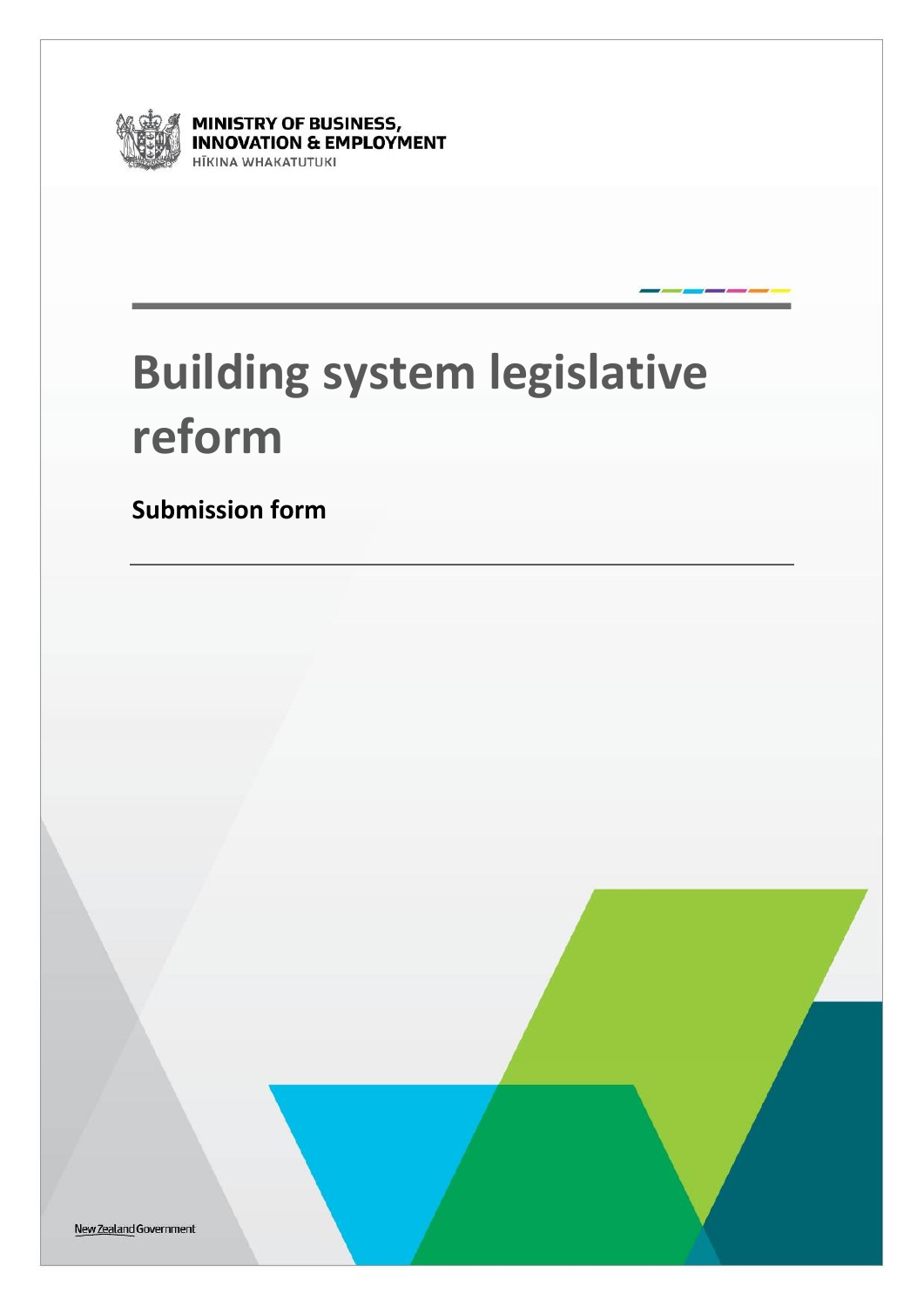MINISTRY OF BUSINESS, INNOVATION & EMPLOYMENT
HĪKINA WHAKATUTUKI

# Building system legislative reform

## Submission form

New Zealand Government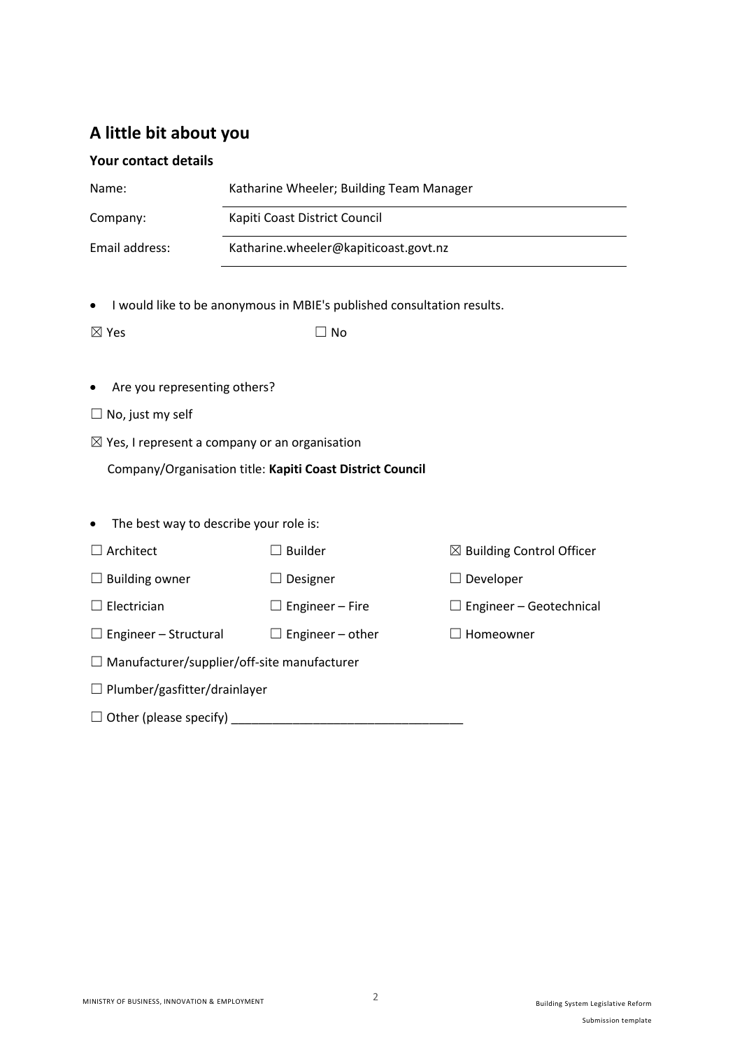## A little bit about you

### Your contact details

| | |
|---|---|
| Name: | Katharine Wheeler; Building Team Manager |
| Company: | Kapiti Coast District Council |
| Email address: | Katharine.wheeler@kapiticoast.govt.nz |

- I would like to be anonymous in MBIE's published consultation results.

☒ Yes ☐ No

- Are you representing others?

☐ No, just my self

☒ Yes, I represent a company or an organisation

Company/Organisation title: **Kapiti Coast District Council**

- The best way to describe your role is:

| | | |
|---|---|---|
| ☐ Architect | ☐ Builder | ☒ Building Control Officer |
| ☐ Building owner | ☐ Designer | ☐ Developer |
| ☐ Electrician | ☐ Engineer – Fire | ☐ Engineer – Geotechnical |
| ☐ Engineer – Structural | ☐ Engineer – other | ☐ Homeowner |

☐ Manufacturer/supplier/off-site manufacturer

☐ Plumber/gasfitter/drainlayer

☐ Other (please specify) ________________________________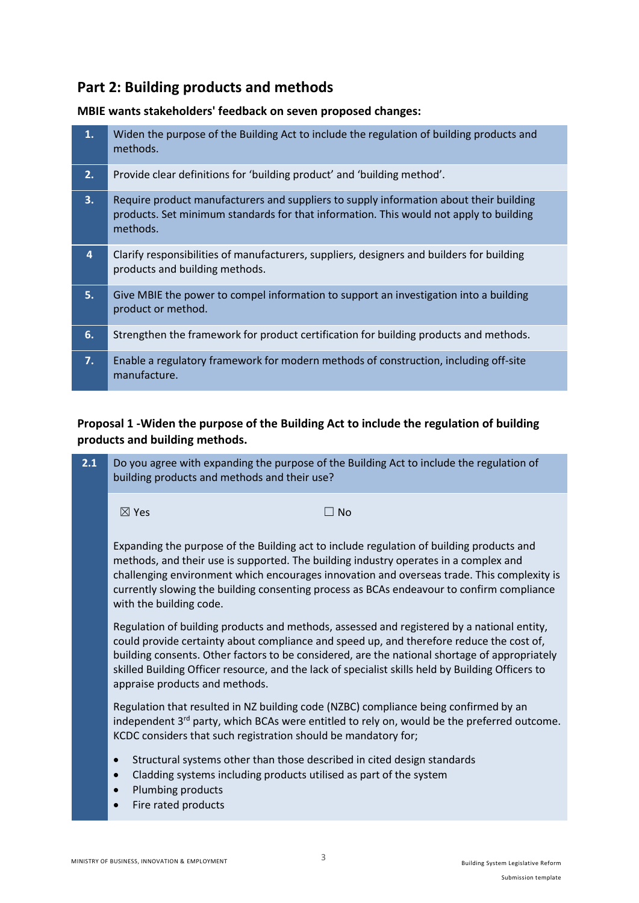## Part 2: Building products and methods

**MBIE wants stakeholders' feedback on seven proposed changes:**

| | |
|---|---|
| **1.** | Widen the purpose of the Building Act to include the regulation of building products and methods. |
| **2.** | Provide clear definitions for 'building product' and 'building method'. |
| **3.** | Require product manufacturers and suppliers to supply information about their building products. Set minimum standards for that information. This would not apply to building methods. |
| **4** | Clarify responsibilities of manufacturers, suppliers, designers and builders for building products and building methods. |
| **5.** | Give MBIE the power to compel information to support an investigation into a building product or method. |
| **6.** | Strengthen the framework for product certification for building products and methods. |
| **7.** | Enable a regulatory framework for modern methods of construction, including off-site manufacture. |

**Proposal 1 -Widen the purpose of the Building Act to include the regulation of building products and building methods.**

**2.1** Do you agree with expanding the purpose of the Building Act to include the regulation of building products and methods and their use?

☒ Yes ☐ No

Expanding the purpose of the Building act to include regulation of building products and methods, and their use is supported. The building industry operates in a complex and challenging environment which encourages innovation and overseas trade. This complexity is currently slowing the building consenting process as BCAs endeavour to confirm compliance with the building code.

Regulation of building products and methods, assessed and registered by a national entity, could provide certainty about compliance and speed up, and therefore reduce the cost of, building consents. Other factors to be considered, are the national shortage of appropriately skilled Building Officer resource, and the lack of specialist skills held by Building Officers to appraise products and methods.

Regulation that resulted in NZ building code (NZBC) compliance being confirmed by an independent 3rd party, which BCAs were entitled to rely on, would be the preferred outcome. KCDC considers that such registration should be mandatory for;

- Structural systems other than those described in cited design standards
- Cladding systems including products utilised as part of the system
- Plumbing products
- Fire rated products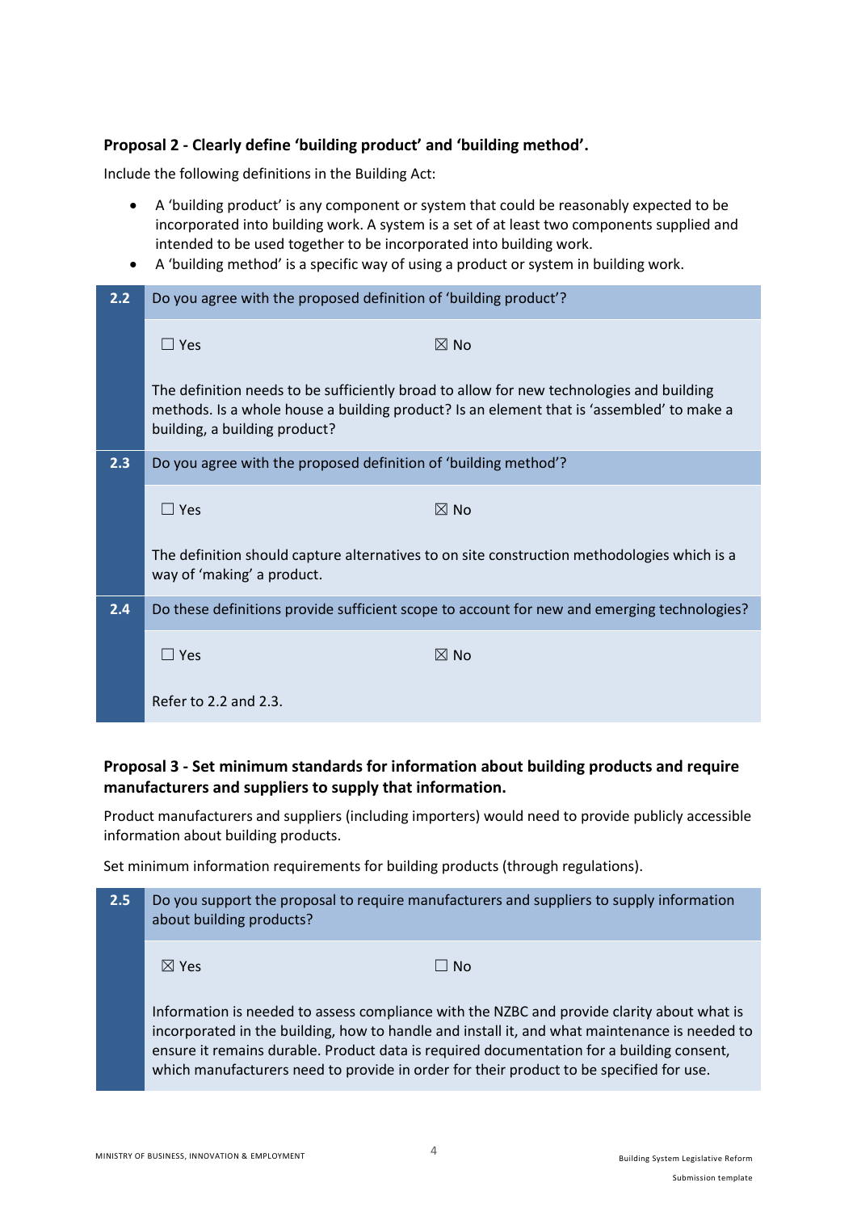**Proposal 2 - Clearly define 'building product' and 'building method'.**

Include the following definitions in the Building Act:

- A 'building product' is any component or system that could be reasonably expected to be incorporated into building work. A system is a set of at least two components supplied and intended to be used together to be incorporated into building work.
- A 'building method' is a specific way of using a product or system in building work.

| | |
|---|---|
| **2.2** | Do you agree with the proposed definition of 'building product'? |
| | ☐ Yes ☒ No<br><br>The definition needs to be sufficiently broad to allow for new technologies and building methods. Is a whole house a building product? Is an element that is 'assembled' to make a building, a building product? |
| **2.3** | Do you agree with the proposed definition of 'building method'? |
| | ☐ Yes ☒ No<br><br>The definition should capture alternatives to on site construction methodologies which is a way of 'making' a product. |
| **2.4** | Do these definitions provide sufficient scope to account for new and emerging technologies? |
| | ☐ Yes ☒ No<br><br>Refer to 2.2 and 2.3. |

**Proposal 3 - Set minimum standards for information about building products and require manufacturers and suppliers to supply that information.**

Product manufacturers and suppliers (including importers) would need to provide publicly accessible information about building products.

Set minimum information requirements for building products (through regulations).

| | |
|---|---|
| **2.5** | Do you support the proposal to require manufacturers and suppliers to supply information about building products? |
| | ☒ Yes ☐ No<br><br>Information is needed to assess compliance with the NZBC and provide clarity about what is incorporated in the building, how to handle and install it, and what maintenance is needed to ensure it remains durable. Product data is required documentation for a building consent, which manufacturers need to provide in order for their product to be specified for use. |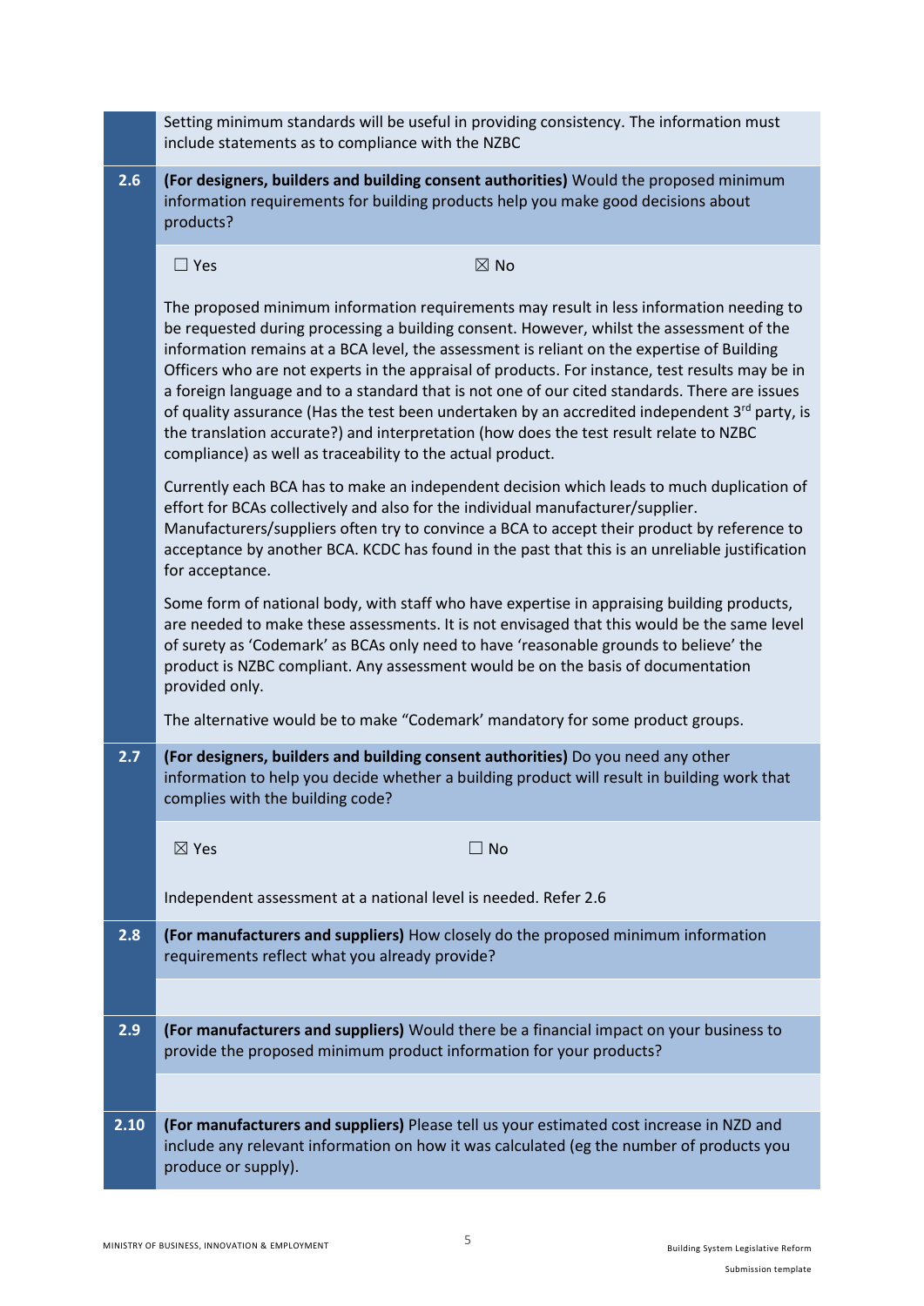| | |
|---|---|
| | Setting minimum standards will be useful in providing consistency. The information must include statements as to compliance with the NZBC |
| **2.6** | **(For designers, builders and building consent authorities)** Would the proposed minimum information requirements for building products help you make good decisions about products? |
| | ☐ Yes ☒ No<br><br>The proposed minimum information requirements may result in less information needing to be requested during processing a building consent. However, whilst the assessment of the information remains at a BCA level, the assessment is reliant on the expertise of Building Officers who are not experts in the appraisal of products. For instance, test results may be in a foreign language and to a standard that is not one of our cited standards. There are issues of quality assurance (Has the test been undertaken by an accredited independent 3rd party, is the translation accurate?) and interpretation (how does the test result relate to NZBC compliance) as well as traceability to the actual product.<br><br>Currently each BCA has to make an independent decision which leads to much duplication of effort for BCAs collectively and also for the individual manufacturer/supplier. Manufacturers/suppliers often try to convince a BCA to accept their product by reference to acceptance by another BCA. KCDC has found in the past that this is an unreliable justification for acceptance.<br><br>Some form of national body, with staff who have expertise in appraising building products, are needed to make these assessments. It is not envisaged that this would be the same level of surety as 'Codemark' as BCAs only need to have 'reasonable grounds to believe' the product is NZBC compliant. Any assessment would be on the basis of documentation provided only.<br><br>The alternative would be to make "Codemark' mandatory for some product groups. |
| **2.7** | **(For designers, builders and building consent authorities)** Do you need any other information to help you decide whether a building product will result in building work that complies with the building code? |
| | ☒ Yes ☐ No<br><br>Independent assessment at a national level is needed. Refer 2.6 |
| **2.8** | **(For manufacturers and suppliers)** How closely do the proposed minimum information requirements reflect what you already provide? |
| | |
| **2.9** | **(For manufacturers and suppliers)** Would there be a financial impact on your business to provide the proposed minimum product information for your products? |
| | |
| **2.10** | **(For manufacturers and suppliers)** Please tell us your estimated cost increase in NZD and include any relevant information on how it was calculated (eg the number of products you produce or supply). |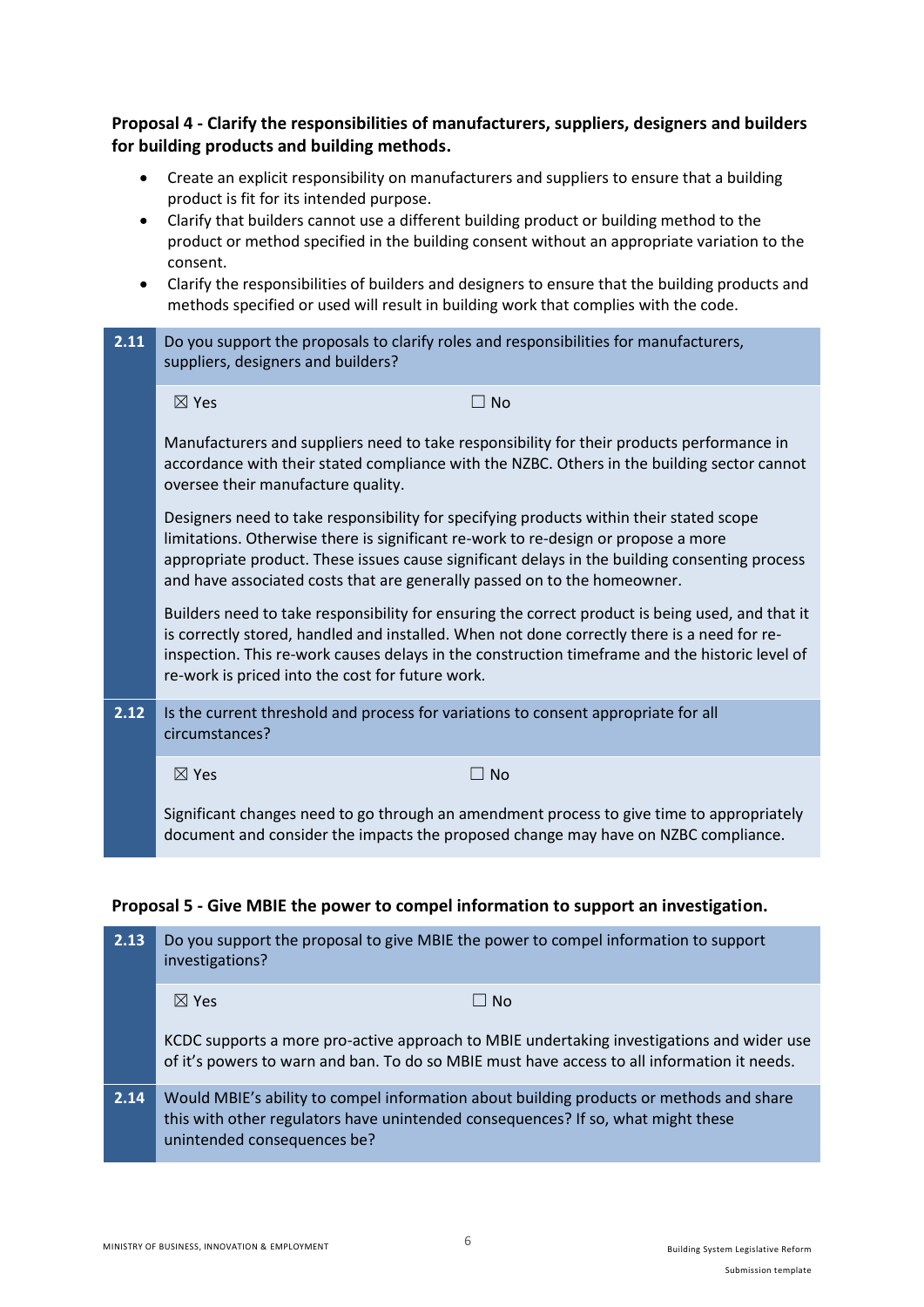**Proposal 4 - Clarify the responsibilities of manufacturers, suppliers, designers and builders for building products and building methods.**

- Create an explicit responsibility on manufacturers and suppliers to ensure that a building product is fit for its intended purpose.
- Clarify that builders cannot use a different building product or building method to the product or method specified in the building consent without an appropriate variation to the consent.
- Clarify the responsibilities of builders and designers to ensure that the building products and methods specified or used will result in building work that complies with the code.

**2.11** Do you support the proposals to clarify roles and responsibilities for manufacturers, suppliers, designers and builders?

☒ Yes ☐ No

Manufacturers and suppliers need to take responsibility for their products performance in accordance with their stated compliance with the NZBC. Others in the building sector cannot oversee their manufacture quality.

Designers need to take responsibility for specifying products within their stated scope limitations. Otherwise there is significant re-work to re-design or propose a more appropriate product. These issues cause significant delays in the building consenting process and have associated costs that are generally passed on to the homeowner.

Builders need to take responsibility for ensuring the correct product is being used, and that it is correctly stored, handled and installed. When not done correctly there is a need for re-inspection. This re-work causes delays in the construction timeframe and the historic level of re-work is priced into the cost for future work.

**2.12** Is the current threshold and process for variations to consent appropriate for all circumstances?

☒ Yes ☐ No

Significant changes need to go through an amendment process to give time to appropriately document and consider the impacts the proposed change may have on NZBC compliance.

**Proposal 5 - Give MBIE the power to compel information to support an investigation.**

**2.13** Do you support the proposal to give MBIE the power to compel information to support investigations?

☒ Yes ☐ No

KCDC supports a more pro-active approach to MBIE undertaking investigations and wider use of it's powers to warn and ban. To do so MBIE must have access to all information it needs.

**2.14** Would MBIE's ability to compel information about building products or methods and share this with other regulators have unintended consequences? If so, what might these unintended consequences be?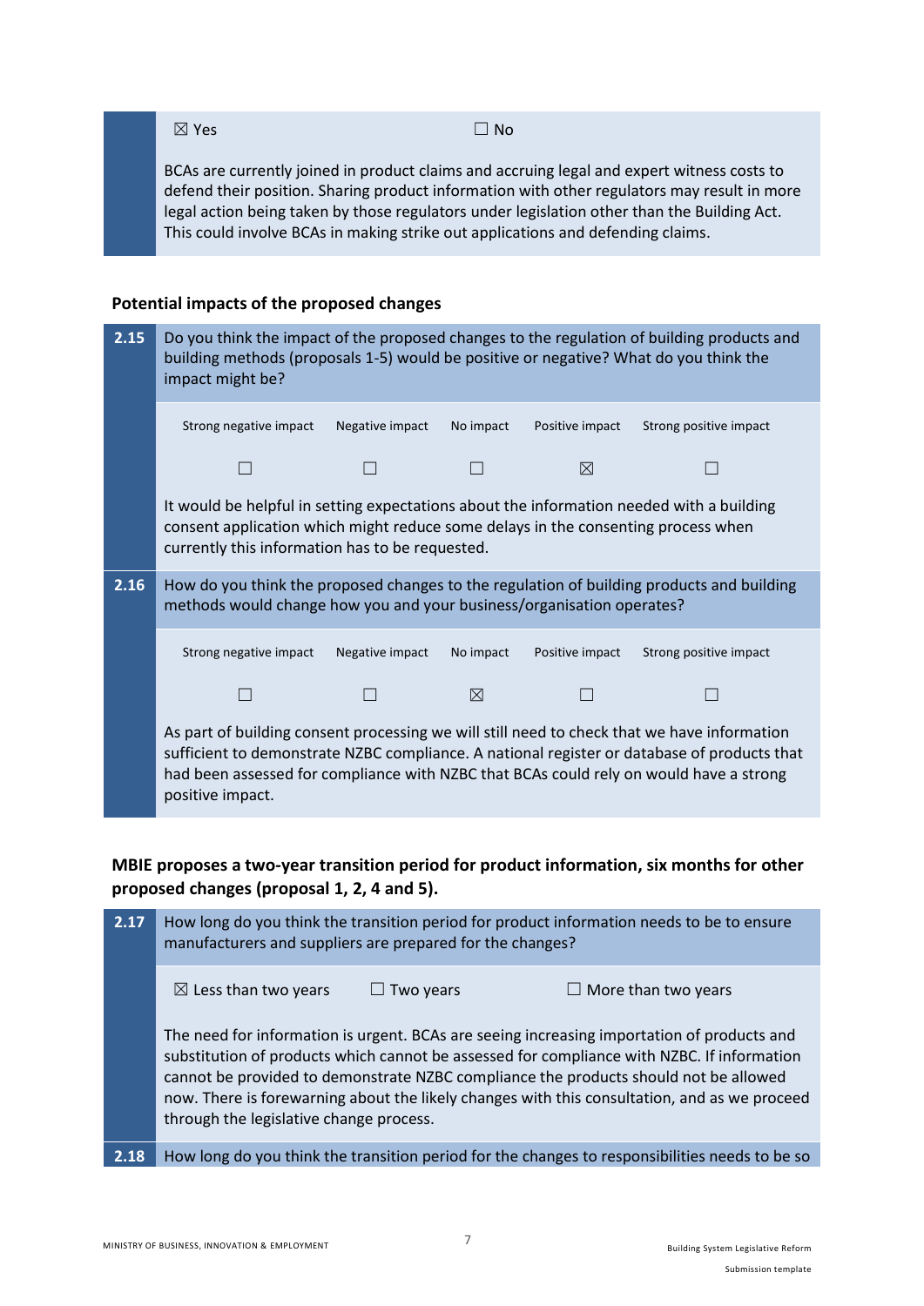☒ Yes ☐ No

BCAs are currently joined in product claims and accruing legal and expert witness costs to defend their position. Sharing product information with other regulators may result in more legal action being taken by those regulators under legislation other than the Building Act. This could involve BCAs in making strike out applications and defending claims.

### Potential impacts of the proposed changes

**2.15** Do you think the impact of the proposed changes to the regulation of building products and building methods (proposals 1-5) would be positive or negative? What do you think the impact might be?

| Strong negative impact | Negative impact | No impact | Positive impact | Strong positive impact |
|---|---|---|---|---|
| ☐ | ☐ | ☐ | ☒ | ☐ |

It would be helpful in setting expectations about the information needed with a building consent application which might reduce some delays in the consenting process when currently this information has to be requested.

**2.16** How do you think the proposed changes to the regulation of building products and building methods would change how you and your business/organisation operates?

| Strong negative impact | Negative impact | No impact | Positive impact | Strong positive impact |
|---|---|---|---|---|
| ☐ | ☐ | ☒ | ☐ | ☐ |

As part of building consent processing we will still need to check that we have information sufficient to demonstrate NZBC compliance. A national register or database of products that had been assessed for compliance with NZBC that BCAs could rely on would have a strong positive impact.

### MBIE proposes a two-year transition period for product information, six months for other proposed changes (proposal 1, 2, 4 and 5).

**2.17** How long do you think the transition period for product information needs to be to ensure manufacturers and suppliers are prepared for the changes?

☒ Less than two years ☐ Two years ☐ More than two years

The need for information is urgent. BCAs are seeing increasing importation of products and substitution of products which cannot be assessed for compliance with NZBC. If information cannot be provided to demonstrate NZBC compliance the products should not be allowed now. There is forewarning about the likely changes with this consultation, and as we proceed through the legislative change process.

**2.18** How long do you think the transition period for the changes to responsibilities needs to be so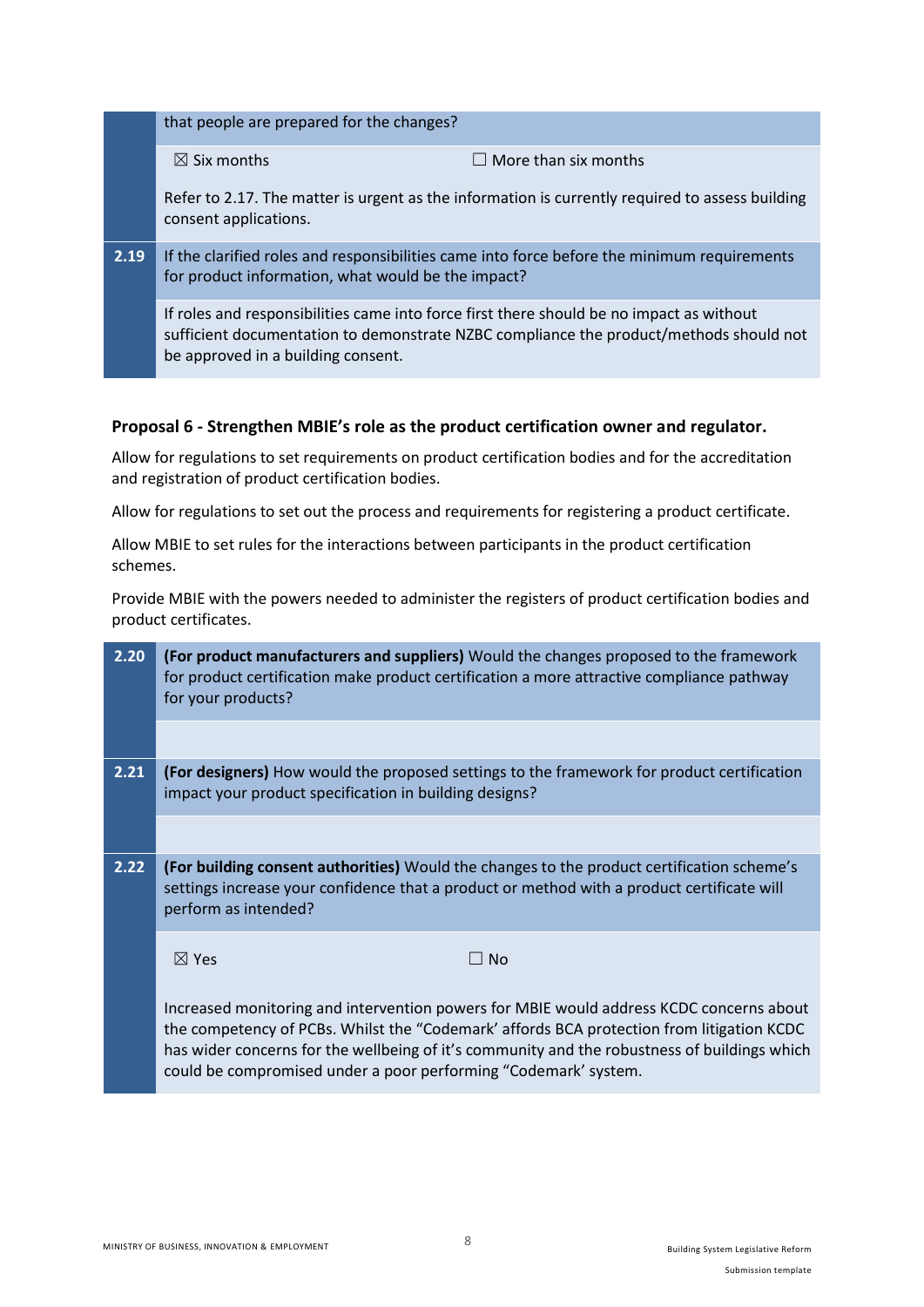| | that people are prepared for the changes? |
|---|---|
| | ☒ Six months ☐ More than six months<br><br>Refer to 2.17. The matter is urgent as the information is currently required to assess building consent applications. |
| **2.19** | If the clarified roles and responsibilities came into force before the minimum requirements for product information, what would be the impact? |
| | If roles and responsibilities came into force first there should be no impact as without sufficient documentation to demonstrate NZBC compliance the product/methods should not be approved in a building consent. |

### Proposal 6 - Strengthen MBIE's role as the product certification owner and regulator.

Allow for regulations to set requirements on product certification bodies and for the accreditation and registration of product certification bodies.

Allow for regulations to set out the process and requirements for registering a product certificate.

Allow MBIE to set rules for the interactions between participants in the product certification schemes.

Provide MBIE with the powers needed to administer the registers of product certification bodies and product certificates.

| | |
|---|---|
| **2.20** | **(For product manufacturers and suppliers)** Would the changes proposed to the framework for product certification make product certification a more attractive compliance pathway for your products? |
| | |
| **2.21** | **(For designers)** How would the proposed settings to the framework for product certification impact your product specification in building designs? |
| | |
| **2.22** | **(For building consent authorities)** Would the changes to the product certification scheme's settings increase your confidence that a product or method with a product certificate will perform as intended? |
| | ☒ Yes ☐ No<br><br>Increased monitoring and intervention powers for MBIE would address KCDC concerns about the competency of PCBs. Whilst the "Codemark' affords BCA protection from litigation KCDC has wider concerns for the wellbeing of it's community and the robustness of buildings which could be compromised under a poor performing "Codemark' system. |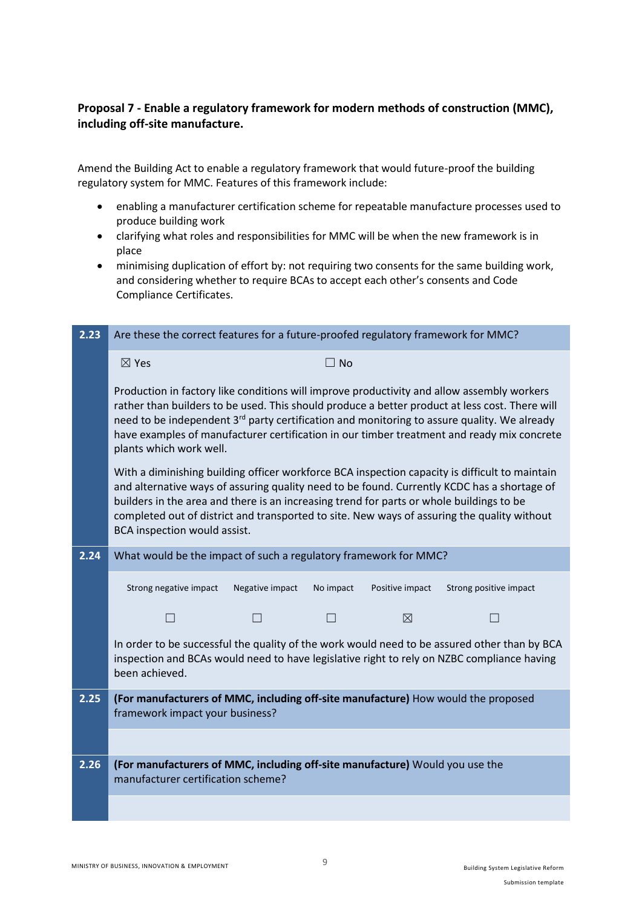**Proposal 7 - Enable a regulatory framework for modern methods of construction (MMC), including off-site manufacture.**

Amend the Building Act to enable a regulatory framework that would future-proof the building regulatory system for MMC. Features of this framework include:

- enabling a manufacturer certification scheme for repeatable manufacture processes used to produce building work
- clarifying what roles and responsibilities for MMC will be when the new framework is in place
- minimising duplication of effort by: not requiring two consents for the same building work, and considering whether to require BCAs to accept each other's consents and Code Compliance Certificates.

| | |
|---|---|
| **2.23** | Are these the correct features for a future-proofed regulatory framework for MMC? |
| | ☒ Yes ☐ No<br><br>Production in factory like conditions will improve productivity and allow assembly workers rather than builders to be used. This should produce a better product at less cost. There will need to be independent 3rd party certification and monitoring to assure quality. We already have examples of manufacturer certification in our timber treatment and ready mix concrete plants which work well.<br><br>With a diminishing building officer workforce BCA inspection capacity is difficult to maintain and alternative ways of assuring quality need to be found. Currently KCDC has a shortage of builders in the area and there is an increasing trend for parts or whole buildings to be completed out of district and transported to site. New ways of assuring the quality without BCA inspection would assist. |
| **2.24** | What would be the impact of such a regulatory framework for MMC? |
| | Strong negative impact ☐ &nbsp; Negative impact ☐ &nbsp; No impact ☐ &nbsp; Positive impact ☒ &nbsp; Strong positive impact ☐<br><br>In order to be successful the quality of the work would need to be assured other than by BCA inspection and BCAs would need to have legislative right to rely on NZBC compliance having been achieved. |
| **2.25** | **(For manufacturers of MMC, including off-site manufacture)** How would the proposed framework impact your business? |
| | |
| **2.26** | **(For manufacturers of MMC, including off-site manufacture)** Would you use the manufacturer certification scheme? |
| | |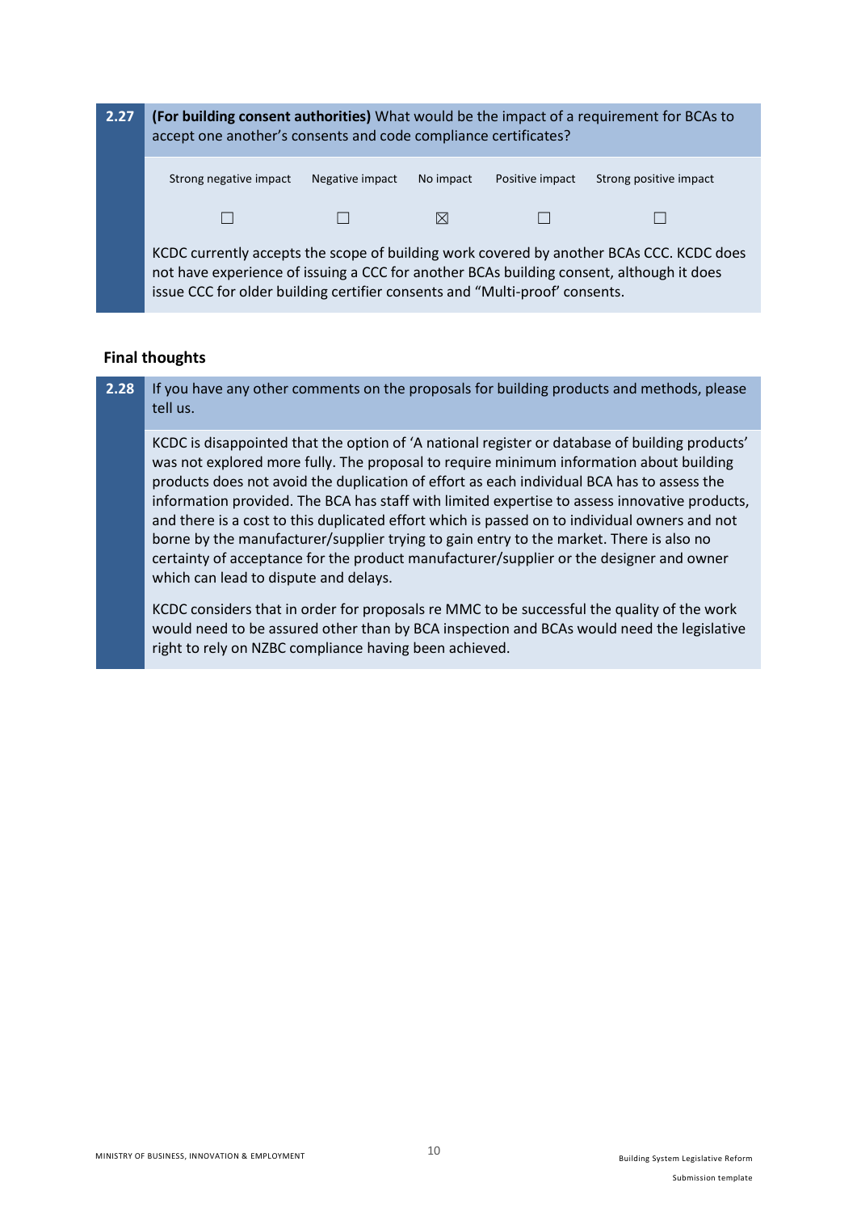**2.27** **(For building consent authorities)** What would be the impact of a requirement for BCAs to accept one another's consents and code compliance certificates?

| Strong negative impact | Negative impact | No impact | Positive impact | Strong positive impact |
|---|---|---|---|---|
| ☐ | ☐ | ☒ | ☐ | ☐ |

KCDC currently accepts the scope of building work covered by another BCAs CCC. KCDC does not have experience of issuing a CCC for another BCAs building consent, although it does issue CCC for older building certifier consents and "Multi-proof' consents.

## Final thoughts

**2.28** If you have any other comments on the proposals for building products and methods, please tell us.

KCDC is disappointed that the option of 'A national register or database of building products' was not explored more fully. The proposal to require minimum information about building products does not avoid the duplication of effort as each individual BCA has to assess the information provided. The BCA has staff with limited expertise to assess innovative products, and there is a cost to this duplicated effort which is passed on to individual owners and not borne by the manufacturer/supplier trying to gain entry to the market. There is also no certainty of acceptance for the product manufacturer/supplier or the designer and owner which can lead to dispute and delays.

KCDC considers that in order for proposals re MMC to be successful the quality of the work would need to be assured other than by BCA inspection and BCAs would need the legislative right to rely on NZBC compliance having been achieved.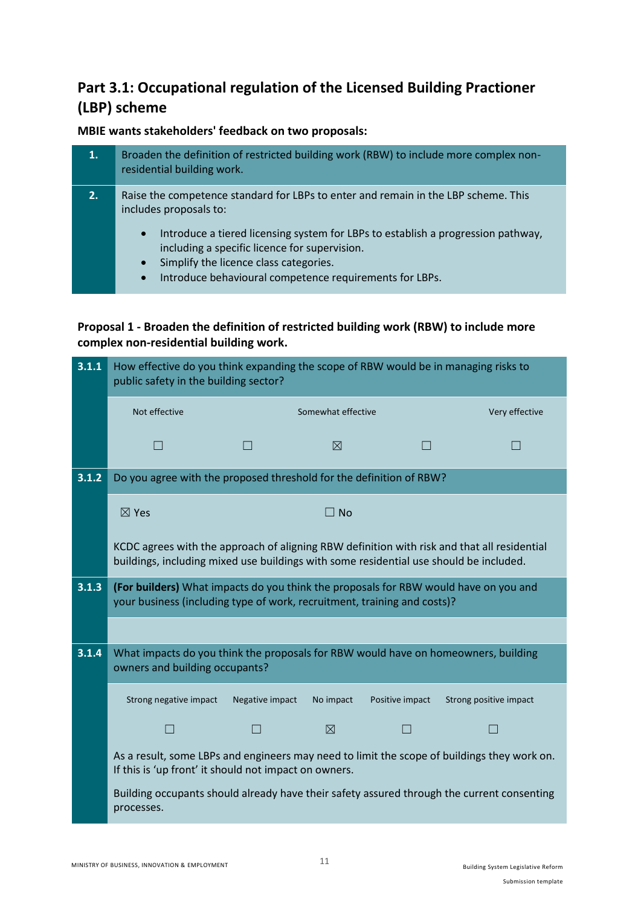## Part 3.1: Occupational regulation of the Licensed Building Practioner (LBP) scheme

**MBIE wants stakeholders' feedback on two proposals:**

| | |
|---|---|
| **1.** | Broaden the definition of restricted building work (RBW) to include more complex non-residential building work. |
| **2.** | Raise the competence standard for LBPs to enter and remain in the LBP scheme. This includes proposals to:<br>• Introduce a tiered licensing system for LBPs to establish a progression pathway, including a specific licence for supervision.<br>• Simplify the licence class categories.<br>• Introduce behavioural competence requirements for LBPs. |

**Proposal 1 - Broaden the definition of restricted building work (RBW) to include more complex non-residential building work.**

**3.1.1** How effective do you think expanding the scope of RBW would be in managing risks to public safety in the building sector?

| Not effective | | Somewhat effective | | Very effective |
|---|---|---|---|---|
| ☐ | ☐ | ☒ | ☐ | ☐ |

**3.1.2** Do you agree with the proposed threshold for the definition of RBW?

☒ Yes ☐ No

KCDC agrees with the approach of aligning RBW definition with risk and that all residential buildings, including mixed use buildings with some residential use should be included.

**3.1.3** **(For builders)** What impacts do you think the proposals for RBW would have on you and your business (including type of work, recruitment, training and costs)?

**3.1.4** What impacts do you think the proposals for RBW would have on homeowners, building owners and building occupants?

| Strong negative impact | Negative impact | No impact | Positive impact | Strong positive impact |
|---|---|---|---|---|
| ☐ | ☐ | ☒ | ☐ | ☐ |

As a result, some LBPs and engineers may need to limit the scope of buildings they work on. If this is 'up front' it should not impact on owners.

Building occupants should already have their safety assured through the current consenting processes.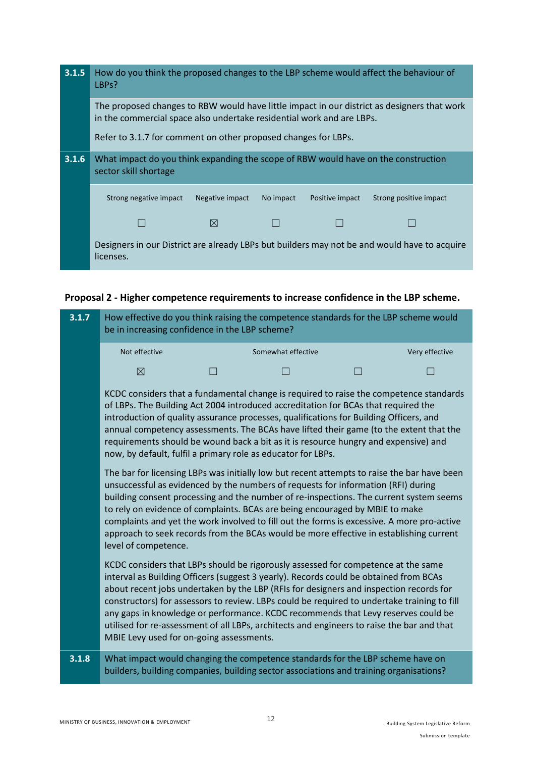| 3.1.5 | How do you think the proposed changes to the LBP scheme would affect the behaviour of LBPs? |
|---|---|
| | The proposed changes to RBW would have little impact in our district as designers that work in the commercial space also undertake residential work and are LBPs. <br><br> Refer to 3.1.7 for comment on other proposed changes for LBPs. |

| 3.1.6 | What impact do you think expanding the scope of RBW would have on the construction sector skill shortage | | | | |
|---|---|---|---|---|---|
| | Strong negative impact | Negative impact | No impact | Positive impact | Strong positive impact |
| | ☐ | ☒ | ☐ | ☐ | ☐ |
| | Designers in our District are already LBPs but builders may not be and would have to acquire licenses. | | | | |

**Proposal 2 - Higher competence requirements to increase confidence in the LBP scheme.**

| 3.1.7 | How effective do you think raising the competence standards for the LBP scheme would be in increasing confidence in the LBP scheme? | | | | |
|---|---|---|---|---|---|
| | Not effective | | Somewhat effective | | Very effective |
| | ☒ | ☐ | ☐ | ☐ | ☐ |

KCDC considers that a fundamental change is required to raise the competence standards of LBPs. The Building Act 2004 introduced accreditation for BCAs that required the introduction of quality assurance processes, qualifications for Building Officers, and annual competency assessments. The BCAs have lifted their game (to the extent that the requirements should be wound back a bit as it is resource hungry and expensive) and now, by default, fulfil a primary role as educator for LBPs.

The bar for licensing LBPs was initially low but recent attempts to raise the bar have been unsuccessful as evidenced by the numbers of requests for information (RFI) during building consent processing and the number of re-inspections. The current system seems to rely on evidence of complaints. BCAs are being encouraged by MBIE to make complaints and yet the work involved to fill out the forms is excessive. A more pro-active approach to seek records from the BCAs would be more effective in establishing current level of competence.

KCDC considers that LBPs should be rigorously assessed for competence at the same interval as Building Officers (suggest 3 yearly). Records could be obtained from BCAs about recent jobs undertaken by the LBP (RFIs for designers and inspection records for constructors) for assessors to review. LBPs could be required to undertake training to fill any gaps in knowledge or performance. KCDC recommends that Levy reserves could be utilised for re-assessment of all LBPs, architects and engineers to raise the bar and that MBIE Levy used for on-going assessments.

| 3.1.8 | What impact would changing the competence standards for the LBP scheme have on builders, building companies, building sector associations and training organisations? |
|---|---|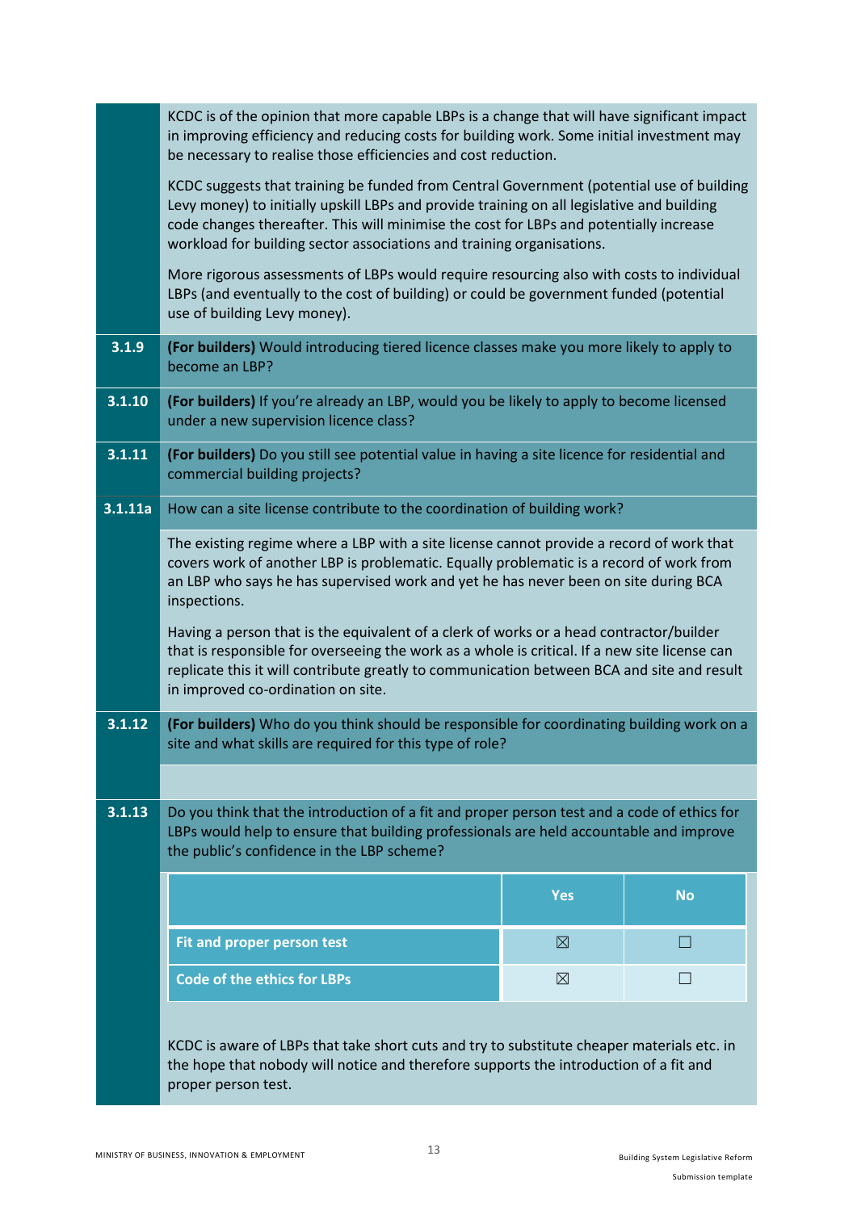KCDC is of the opinion that more capable LBPs is a change that will have significant impact in improving efficiency and reducing costs for building work. Some initial investment may be necessary to realise those efficiencies and cost reduction.

KCDC suggests that training be funded from Central Government (potential use of building Levy money) to initially upskill LBPs and provide training on all legislative and building code changes thereafter. This will minimise the cost for LBPs and potentially increase workload for building sector associations and training organisations.

More rigorous assessments of LBPs would require resourcing also with costs to individual LBPs (and eventually to the cost of building) or could be government funded (potential use of building Levy money).

**3.1.9** **(For builders)** Would introducing tiered licence classes make you more likely to apply to become an LBP?

**3.1.10** **(For builders)** If you're already an LBP, would you be likely to apply to become licensed under a new supervision licence class?

**3.1.11** **(For builders)** Do you still see potential value in having a site licence for residential and commercial building projects?

**3.1.11a** How can a site license contribute to the coordination of building work?

The existing regime where a LBP with a site license cannot provide a record of work that covers work of another LBP is problematic. Equally problematic is a record of work from an LBP who says he has supervised work and yet he has never been on site during BCA inspections.

Having a person that is the equivalent of a clerk of works or a head contractor/builder that is responsible for overseeing the work as a whole is critical. If a new site license can replicate this it will contribute greatly to communication between BCA and site and result in improved co-ordination on site.

**3.1.12** **(For builders)** Who do you think should be responsible for coordinating building work on a site and what skills are required for this type of role?

**3.1.13** Do you think that the introduction of a fit and proper person test and a code of ethics for LBPs would help to ensure that building professionals are held accountable and improve the public's confidence in the LBP scheme?

| | Yes | No |
|---|---|---|
| **Fit and proper person test** | ☒ | ☐ |
| **Code of the ethics for LBPs** | ☒ | ☐ |

KCDC is aware of LBPs that take short cuts and try to substitute cheaper materials etc. in the hope that nobody will notice and therefore supports the introduction of a fit and proper person test.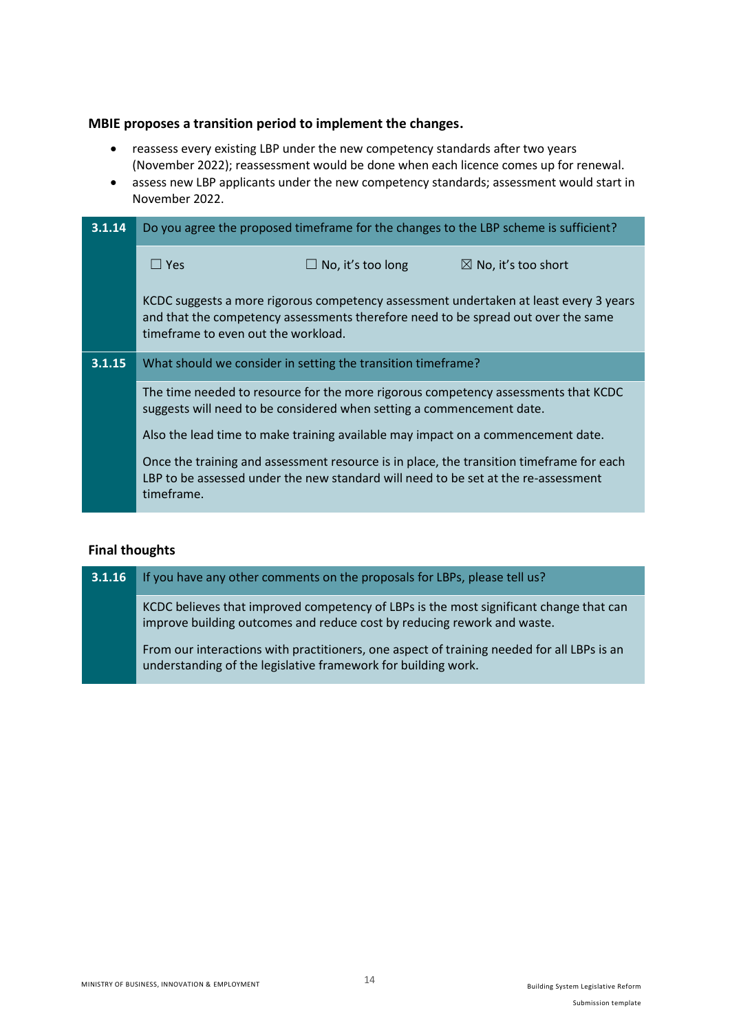**MBIE proposes a transition period to implement the changes.**

- reassess every existing LBP under the new competency standards after two years (November 2022); reassessment would be done when each licence comes up for renewal.
- assess new LBP applicants under the new competency standards; assessment would start in November 2022.

| | |
|---|---|
| **3.1.14** | Do you agree the proposed timeframe for the changes to the LBP scheme is sufficient? |
| | ☐ Yes ☐ No, it's too long ☒ No, it's too short<br><br>KCDC suggests a more rigorous competency assessment undertaken at least every 3 years and that the competency assessments therefore need to be spread out over the same timeframe to even out the workload. |
| **3.1.15** | What should we consider in setting the transition timeframe? |
| | The time needed to resource for the more rigorous competency assessments that KCDC suggests will need to be considered when setting a commencement date.<br><br>Also the lead time to make training available may impact on a commencement date.<br><br>Once the training and assessment resource is in place, the transition timeframe for each LBP to be assessed under the new standard will need to be set at the re-assessment timeframe. |

**Final thoughts**

| | |
|---|---|
| **3.1.16** | If you have any other comments on the proposals for LBPs, please tell us? |
| | KCDC believes that improved competency of LBPs is the most significant change that can improve building outcomes and reduce cost by reducing rework and waste.<br><br>From our interactions with practitioners, one aspect of training needed for all LBPs is an understanding of the legislative framework for building work. |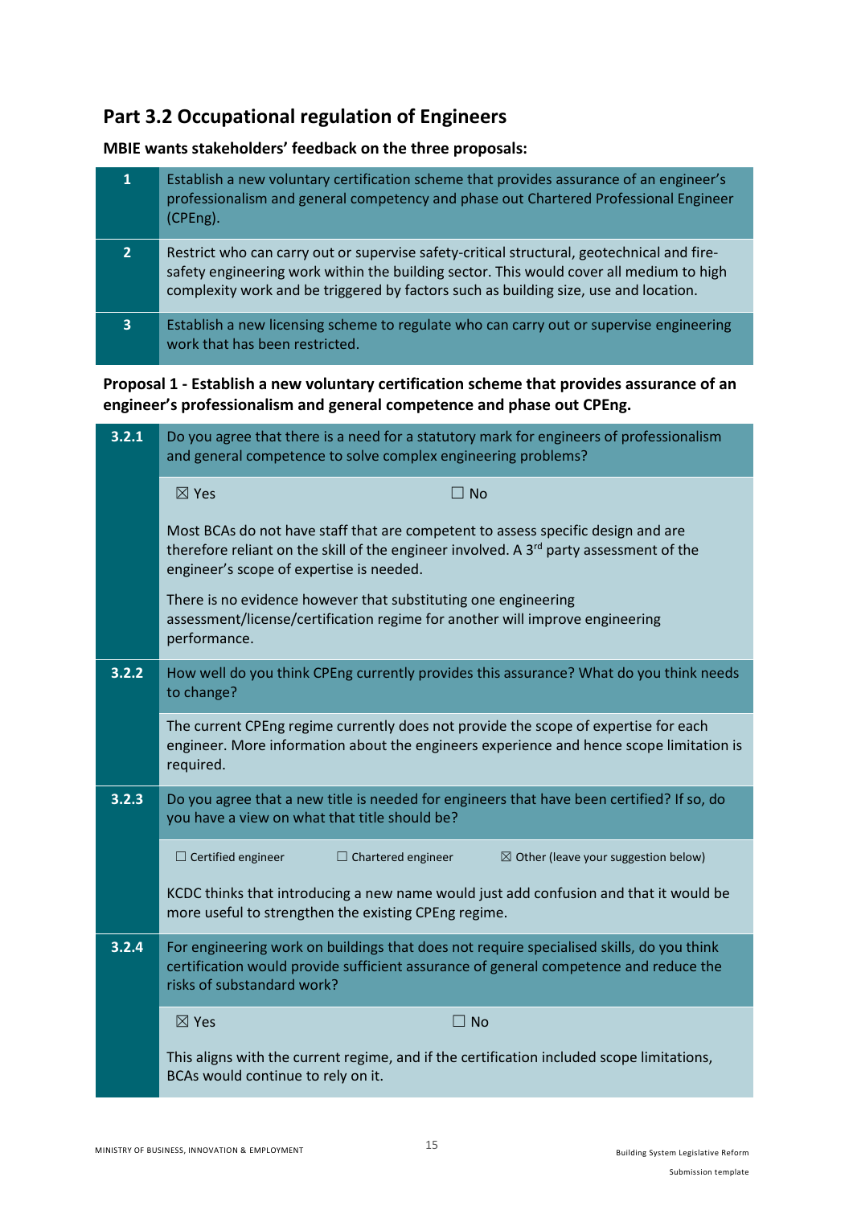## Part 3.2 Occupational regulation of Engineers

**MBIE wants stakeholders' feedback on the three proposals:**

| | |
|---|---|
| **1** | Establish a new voluntary certification scheme that provides assurance of an engineer's professionalism and general competency and phase out Chartered Professional Engineer (CPEng). |
| **2** | Restrict who can carry out or supervise safety-critical structural, geotechnical and fire-safety engineering work within the building sector. This would cover all medium to high complexity work and be triggered by factors such as building size, use and location. |
| **3** | Establish a new licensing scheme to regulate who can carry out or supervise engineering work that has been restricted. |

**Proposal 1 - Establish a new voluntary certification scheme that provides assurance of an engineer's professionalism and general competence and phase out CPEng.**

| | |
|---|---|
| **3.2.1** | Do you agree that there is a need for a statutory mark for engineers of professionalism and general competence to solve complex engineering problems? |
| | ☒ Yes ☐ No<br><br>Most BCAs do not have staff that are competent to assess specific design and are therefore reliant on the skill of the engineer involved. A 3rd party assessment of the engineer's scope of expertise is needed.<br><br>There is no evidence however that substituting one engineering assessment/license/certification regime for another will improve engineering performance. |
| **3.2.2** | How well do you think CPEng currently provides this assurance? What do you think needs to change? |
| | The current CPEng regime currently does not provide the scope of expertise for each engineer. More information about the engineers experience and hence scope limitation is required. |
| **3.2.3** | Do you agree that a new title is needed for engineers that have been certified? If so, do you have a view on what that title should be? |
| | ☐ Certified engineer ☐ Chartered engineer ☒ Other (leave your suggestion below)<br><br>KCDC thinks that introducing a new name would just add confusion and that it would be more useful to strengthen the existing CPEng regime. |
| **3.2.4** | For engineering work on buildings that does not require specialised skills, do you think certification would provide sufficient assurance of general competence and reduce the risks of substandard work? |
| | ☒ Yes ☐ No<br><br>This aligns with the current regime, and if the certification included scope limitations, BCAs would continue to rely on it. |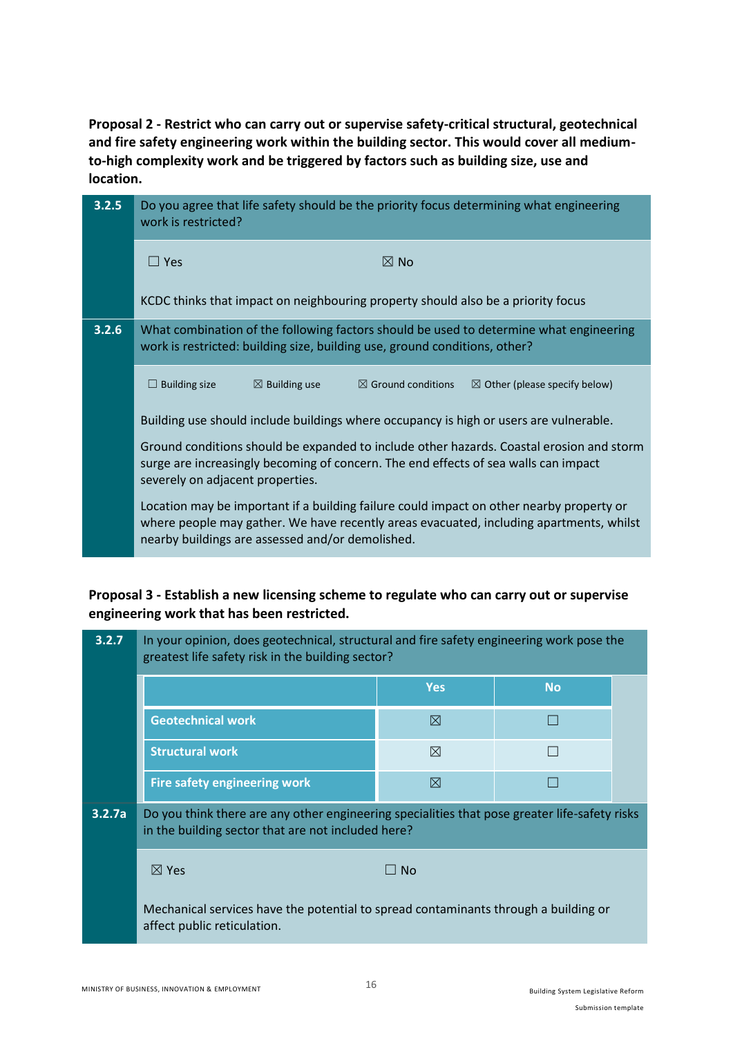**Proposal 2 - Restrict who can carry out or supervise safety-critical structural, geotechnical and fire safety engineering work within the building sector. This would cover all medium-to-high complexity work and be triggered by factors such as building size, use and location.**

**3.2.5** Do you agree that life safety should be the priority focus determining what engineering work is restricted?

☐ Yes ☒ No

KCDC thinks that impact on neighbouring property should also be a priority focus

**3.2.6** What combination of the following factors should be used to determine what engineering work is restricted: building size, building use, ground conditions, other?

☐ Building size ☒ Building use ☒ Ground conditions ☒ Other (please specify below)

Building use should include buildings where occupancy is high or users are vulnerable.

Ground conditions should be expanded to include other hazards. Coastal erosion and storm surge are increasingly becoming of concern. The end effects of sea walls can impact severely on adjacent properties.

Location may be important if a building failure could impact on other nearby property or where people may gather. We have recently areas evacuated, including apartments, whilst nearby buildings are assessed and/or demolished.

**Proposal 3 - Establish a new licensing scheme to regulate who can carry out or supervise engineering work that has been restricted.**

**3.2.7** In your opinion, does geotechnical, structural and fire safety engineering work pose the greatest life safety risk in the building sector?

| | Yes | No |
|---|---|---|
| **Geotechnical work** | ☒ | ☐ |
| **Structural work** | ☒ | ☐ |
| **Fire safety engineering work** | ☒ | ☐ |

**3.2.7a** Do you think there are any other engineering specialities that pose greater life-safety risks in the building sector that are not included here?

☒ Yes ☐ No

Mechanical services have the potential to spread contaminants through a building or affect public reticulation.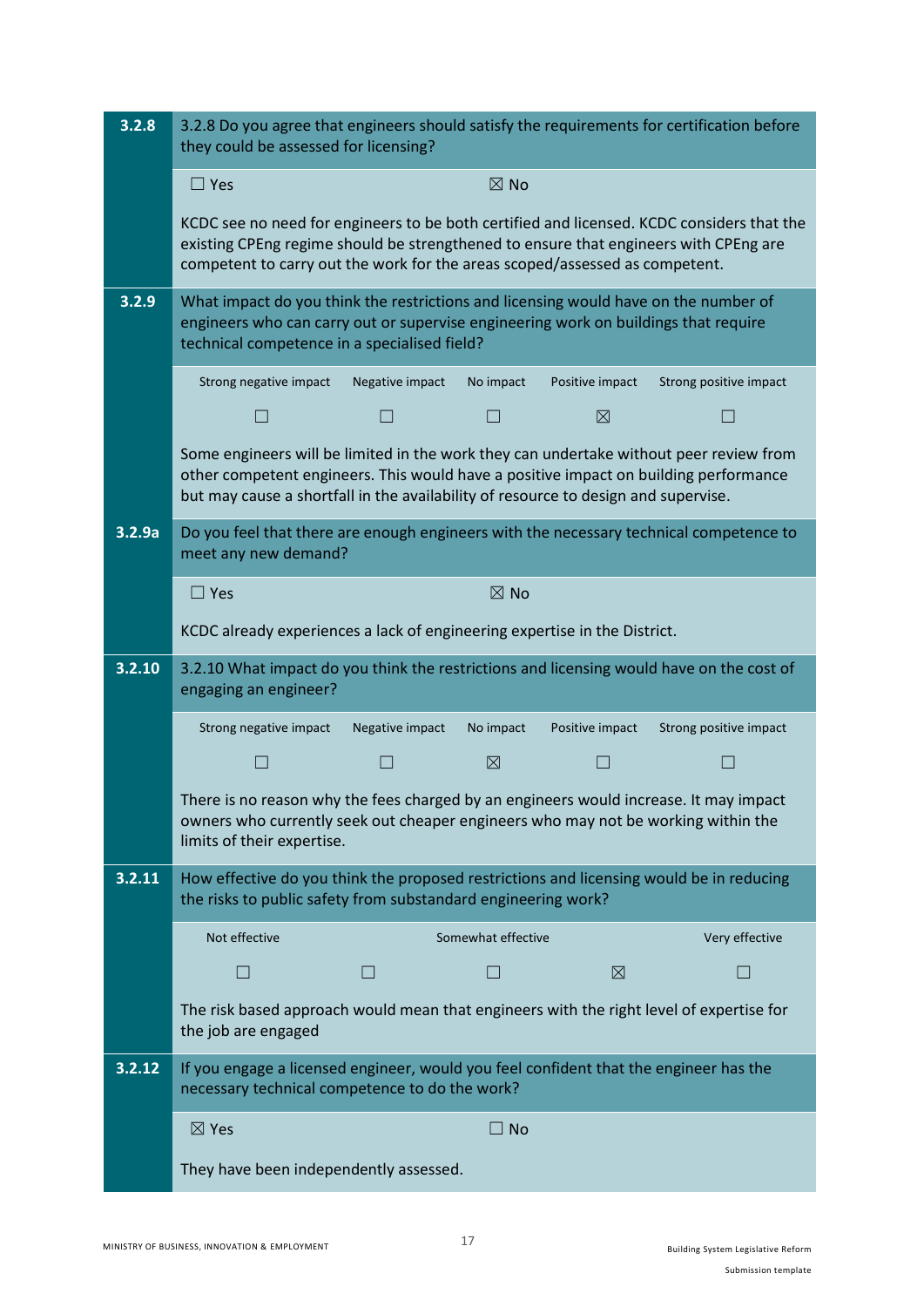| | |
|---|---|
| **3.2.8** | 3.2.8 Do you agree that engineers should satisfy the requirements for certification before they could be assessed for licensing? |
| | ☐ Yes ☒ No |
| | KCDC see no need for engineers to be both certified and licensed. KCDC considers that the existing CPEng regime should be strengthened to ensure that engineers with CPEng are competent to carry out the work for the areas scoped/assessed as competent. |
| **3.2.9** | What impact do you think the restrictions and licensing would have on the number of engineers who can carry out or supervise engineering work on buildings that require technical competence in a specialised field? |
| | Strong negative impact ☐ / Negative impact ☐ / No impact ☐ / Positive impact ☒ / Strong positive impact ☐ |
| | Some engineers will be limited in the work they can undertake without peer review from other competent engineers. This would have a positive impact on building performance but may cause a shortfall in the availability of resource to design and supervise. |
| **3.2.9a** | Do you feel that there are enough engineers with the necessary technical competence to meet any new demand? |
| | ☐ Yes ☒ No |
| | KCDC already experiences a lack of engineering expertise in the District. |
| **3.2.10** | 3.2.10 What impact do you think the restrictions and licensing would have on the cost of engaging an engineer? |
| | Strong negative impact ☐ / Negative impact ☐ / No impact ☒ / Positive impact ☐ / Strong positive impact ☐ |
| | There is no reason why the fees charged by an engineers would increase. It may impact owners who currently seek out cheaper engineers who may not be working within the limits of their expertise. |
| **3.2.11** | How effective do you think the proposed restrictions and licensing would be in reducing the risks to public safety from substandard engineering work? |
| | Not effective ☐ / ☐ / Somewhat effective ☐ / ☒ / Very effective ☐ |
| | The risk based approach would mean that engineers with the right level of expertise for the job are engaged |
| **3.2.12** | If you engage a licensed engineer, would you feel confident that the engineer has the necessary technical competence to do the work? |
| | ☒ Yes ☐ No |
| | They have been independently assessed. |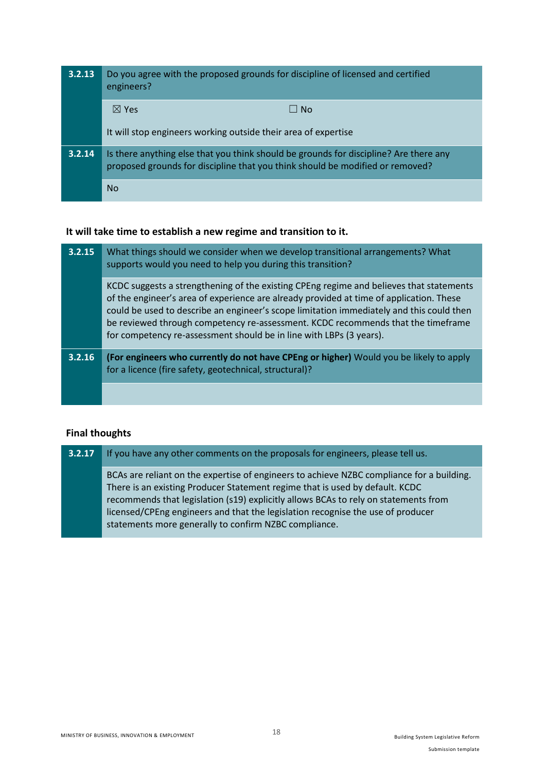| 3.2.13 | Do you agree with the proposed grounds for discipline of licensed and certified engineers? |
|---|---|
| | ☒ Yes ☐ No<br><br>It will stop engineers working outside their area of expertise |
| **3.2.14** | Is there anything else that you think should be grounds for discipline? Are there any proposed grounds for discipline that you think should be modified or removed? |
| | No |

**It will take time to establish a new regime and transition to it.**

| 3.2.15 | What things should we consider when we develop transitional arrangements? What supports would you need to help you during this transition? |
|---|---|
| | KCDC suggests a strengthening of the existing CPEng regime and believes that statements of the engineer's area of experience are already provided at time of application. These could be used to describe an engineer's scope limitation immediately and this could then be reviewed through competency re-assessment. KCDC recommends that the timeframe for competency re-assessment should be in line with LBPs (3 years). |
| **3.2.16** | **(For engineers who currently do not have CPEng or higher)** Would you be likely to apply for a licence (fire safety, geotechnical, structural)? |
| | |

**Final thoughts**

| 3.2.17 | If you have any other comments on the proposals for engineers, please tell us. |
|---|---|
| | BCAs are reliant on the expertise of engineers to achieve NZBC compliance for a building. There is an existing Producer Statement regime that is used by default. KCDC recommends that legislation (s19) explicitly allows BCAs to rely on statements from licensed/CPEng engineers and that the legislation recognise the use of producer statements more generally to confirm NZBC compliance. |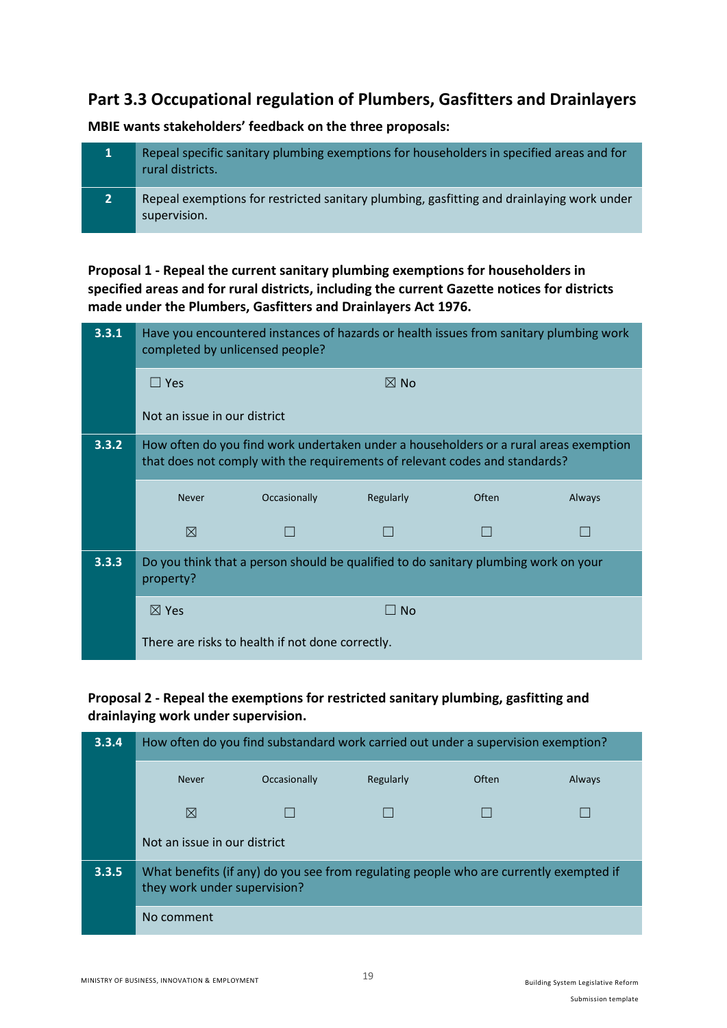## Part 3.3 Occupational regulation of Plumbers, Gasfitters and Drainlayers

**MBIE wants stakeholders' feedback on the three proposals:**

| | |
|---|---|
| **1** | Repeal specific sanitary plumbing exemptions for householders in specified areas and for rural districts. |
| **2** | Repeal exemptions for restricted sanitary plumbing, gasfitting and drainlaying work under supervision. |

**Proposal 1 - Repeal the current sanitary plumbing exemptions for householders in specified areas and for rural districts, including the current Gazette notices for districts made under the Plumbers, Gasfitters and Drainlayers Act 1976.**

**3.3.1** Have you encountered instances of hazards or health issues from sanitary plumbing work completed by unlicensed people?

☐ Yes ☒ No

Not an issue in our district

**3.3.2** How often do you find work undertaken under a householders or a rural areas exemption that does not comply with the requirements of relevant codes and standards?

| Never | Occasionally | Regularly | Often | Always |
|---|---|---|---|---|
| ☒ | ☐ | ☐ | ☐ | ☐ |

**3.3.3** Do you think that a person should be qualified to do sanitary plumbing work on your property?

☒ Yes ☐ No

There are risks to health if not done correctly.

**Proposal 2 - Repeal the exemptions for restricted sanitary plumbing, gasfitting and drainlaying work under supervision.**

**3.3.4** How often do you find substandard work carried out under a supervision exemption?

| Never | Occasionally | Regularly | Often | Always |
|---|---|---|---|---|
| ☒ | ☐ | ☐ | ☐ | ☐ |

Not an issue in our district

**3.3.5** What benefits (if any) do you see from regulating people who are currently exempted if they work under supervision?

No comment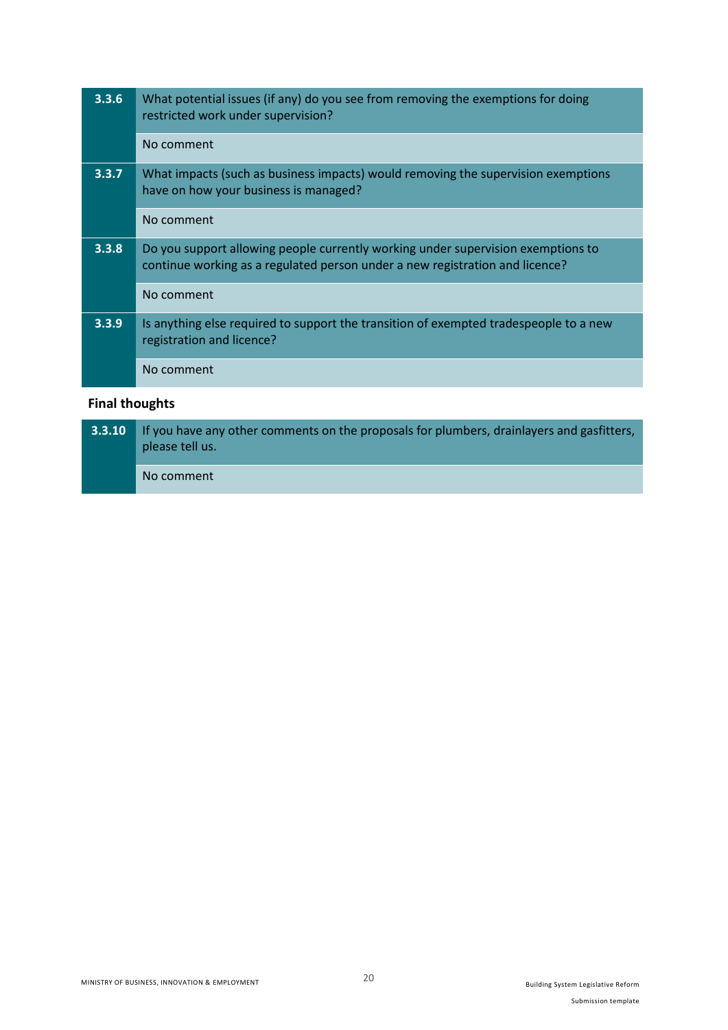| | |
|---|---|
| **3.3.6** | What potential issues (if any) do you see from removing the exemptions for doing restricted work under supervision? |
| | No comment |
| **3.3.7** | What impacts (such as business impacts) would removing the supervision exemptions have on how your business is managed? |
| | No comment |
| **3.3.8** | Do you support allowing people currently working under supervision exemptions to continue working as a regulated person under a new registration and licence? |
| | No comment |
| **3.3.9** | Is anything else required to support the transition of exempted tradespeople to a new registration and licence? |
| | No comment |

**Final thoughts**

| | |
|---|---|
| **3.3.10** | If you have any other comments on the proposals for plumbers, drainlayers and gasfitters, please tell us. |
| | No comment |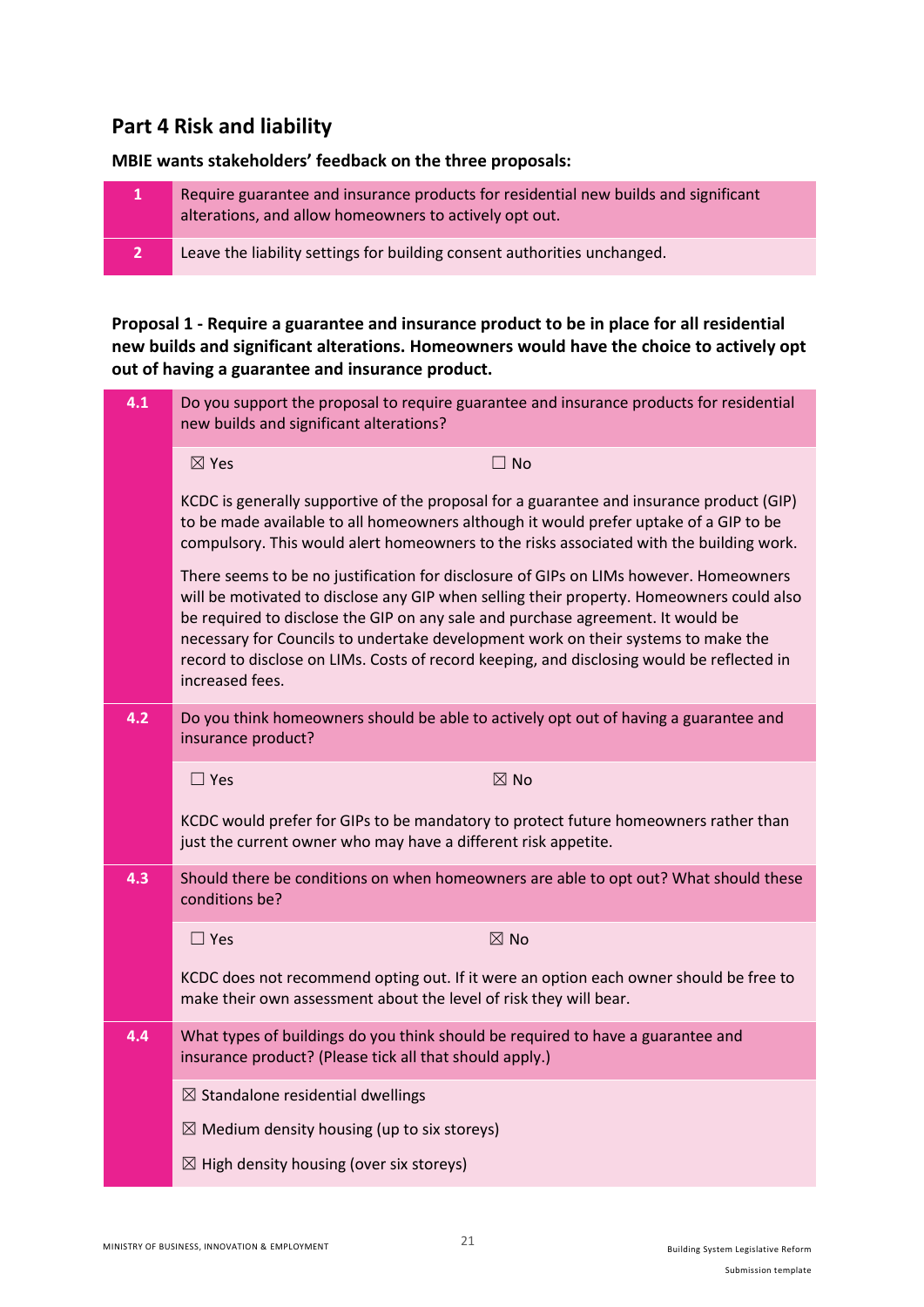## Part 4 Risk and liability

**MBIE wants stakeholders' feedback on the three proposals:**

| | |
|---|---|
| **1** | Require guarantee and insurance products for residential new builds and significant alterations, and allow homeowners to actively opt out. |
| **2** | Leave the liability settings for building consent authorities unchanged. |

**Proposal 1 - Require a guarantee and insurance product to be in place for all residential new builds and significant alterations. Homeowners would have the choice to actively opt out of having a guarantee and insurance product.**

| | |
|---|---|
| **4.1** | Do you support the proposal to require guarantee and insurance products for residential new builds and significant alterations? |
| | ☒ Yes ☐ No<br><br>KCDC is generally supportive of the proposal for a guarantee and insurance product (GIP) to be made available to all homeowners although it would prefer uptake of a GIP to be compulsory. This would alert homeowners to the risks associated with the building work.<br><br>There seems to be no justification for disclosure of GIPs on LIMs however. Homeowners will be motivated to disclose any GIP when selling their property. Homeowners could also be required to disclose the GIP on any sale and purchase agreement. It would be necessary for Councils to undertake development work on their systems to make the record to disclose on LIMs. Costs of record keeping, and disclosing would be reflected in increased fees. |
| **4.2** | Do you think homeowners should be able to actively opt out of having a guarantee and insurance product? |
| | ☐ Yes ☒ No<br><br>KCDC would prefer for GIPs to be mandatory to protect future homeowners rather than just the current owner who may have a different risk appetite. |
| **4.3** | Should there be conditions on when homeowners are able to opt out? What should these conditions be? |
| | ☐ Yes ☒ No<br><br>KCDC does not recommend opting out. If it were an option each owner should be free to make their own assessment about the level of risk they will bear. |
| **4.4** | What types of buildings do you think should be required to have a guarantee and insurance product? (Please tick all that should apply.) |
| | ☒ Standalone residential dwellings<br><br>☒ Medium density housing (up to six storeys)<br><br>☒ High density housing (over six storeys) |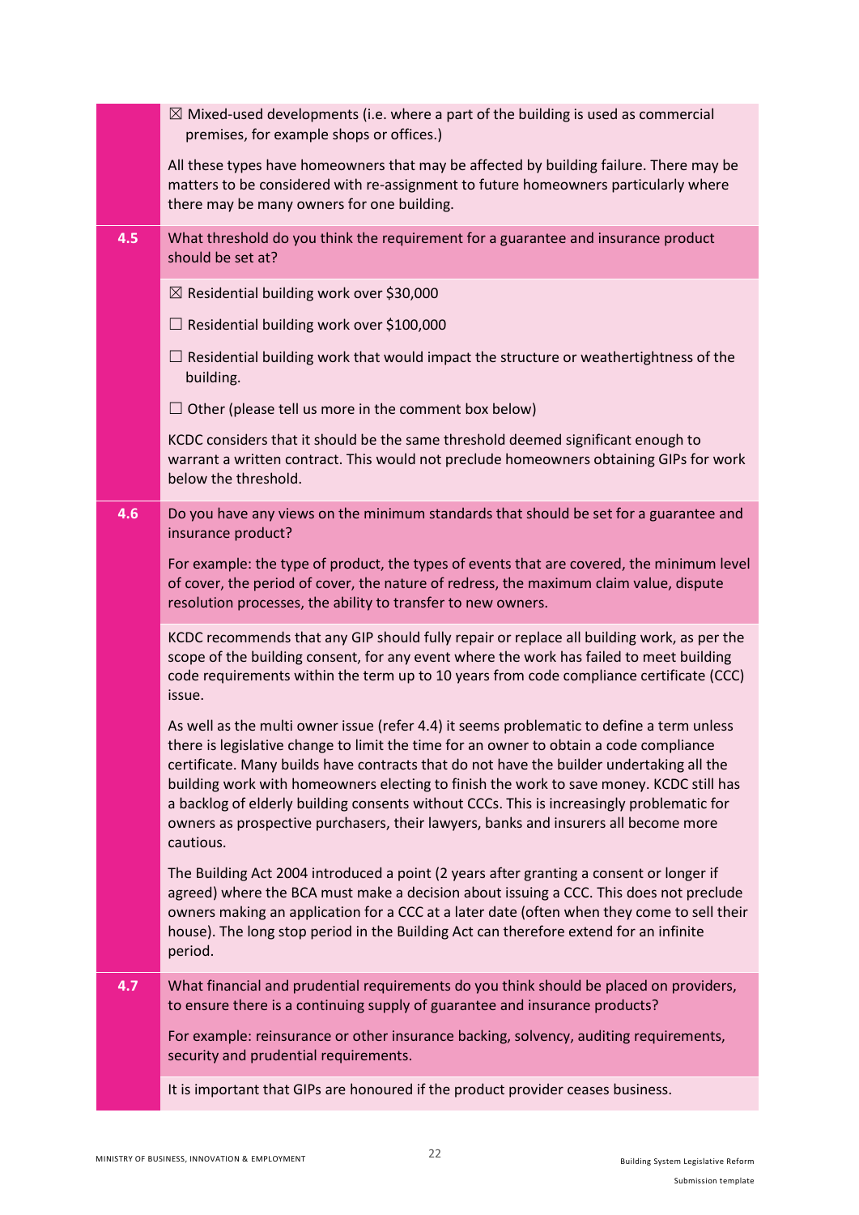| | |
|---|---|
| | ☒ Mixed-used developments (i.e. where a part of the building is used as commercial premises, for example shops or offices.)<br><br>All these types have homeowners that may be affected by building failure. There may be matters to be considered with re-assignment to future homeowners particularly where there may be many owners for one building. |
| **4.5** | What threshold do you think the requirement for a guarantee and insurance product should be set at? |
| | ☒ Residential building work over $30,000<br><br>☐ Residential building work over $100,000<br><br>☐ Residential building work that would impact the structure or weathertightness of the building.<br><br>☐ Other (please tell us more in the comment box below)<br><br>KCDC considers that it should be the same threshold deemed significant enough to warrant a written contract. This would not preclude homeowners obtaining GIPs for work below the threshold. |
| **4.6** | Do you have any views on the minimum standards that should be set for a guarantee and insurance product?<br><br>For example: the type of product, the types of events that are covered, the minimum level of cover, the period of cover, the nature of redress, the maximum claim value, dispute resolution processes, the ability to transfer to new owners. |
| | KCDC recommends that any GIP should fully repair or replace all building work, as per the scope of the building consent, for any event where the work has failed to meet building code requirements within the term up to 10 years from code compliance certificate (CCC) issue.<br><br>As well as the multi owner issue (refer 4.4) it seems problematic to define a term unless there is legislative change to limit the time for an owner to obtain a code compliance certificate. Many builds have contracts that do not have the builder undertaking all the building work with homeowners electing to finish the work to save money. KCDC still has a backlog of elderly building consents without CCCs. This is increasingly problematic for owners as prospective purchasers, their lawyers, banks and insurers all become more cautious.<br><br>The Building Act 2004 introduced a point (2 years after granting a consent or longer if agreed) where the BCA must make a decision about issuing a CCC. This does not preclude owners making an application for a CCC at a later date (often when they come to sell their house). The long stop period in the Building Act can therefore extend for an infinite period. |
| **4.7** | What financial and prudential requirements do you think should be placed on providers, to ensure there is a continuing supply of guarantee and insurance products?<br><br>For example: reinsurance or other insurance backing, solvency, auditing requirements, security and prudential requirements. |
| | It is important that GIPs are honoured if the product provider ceases business. |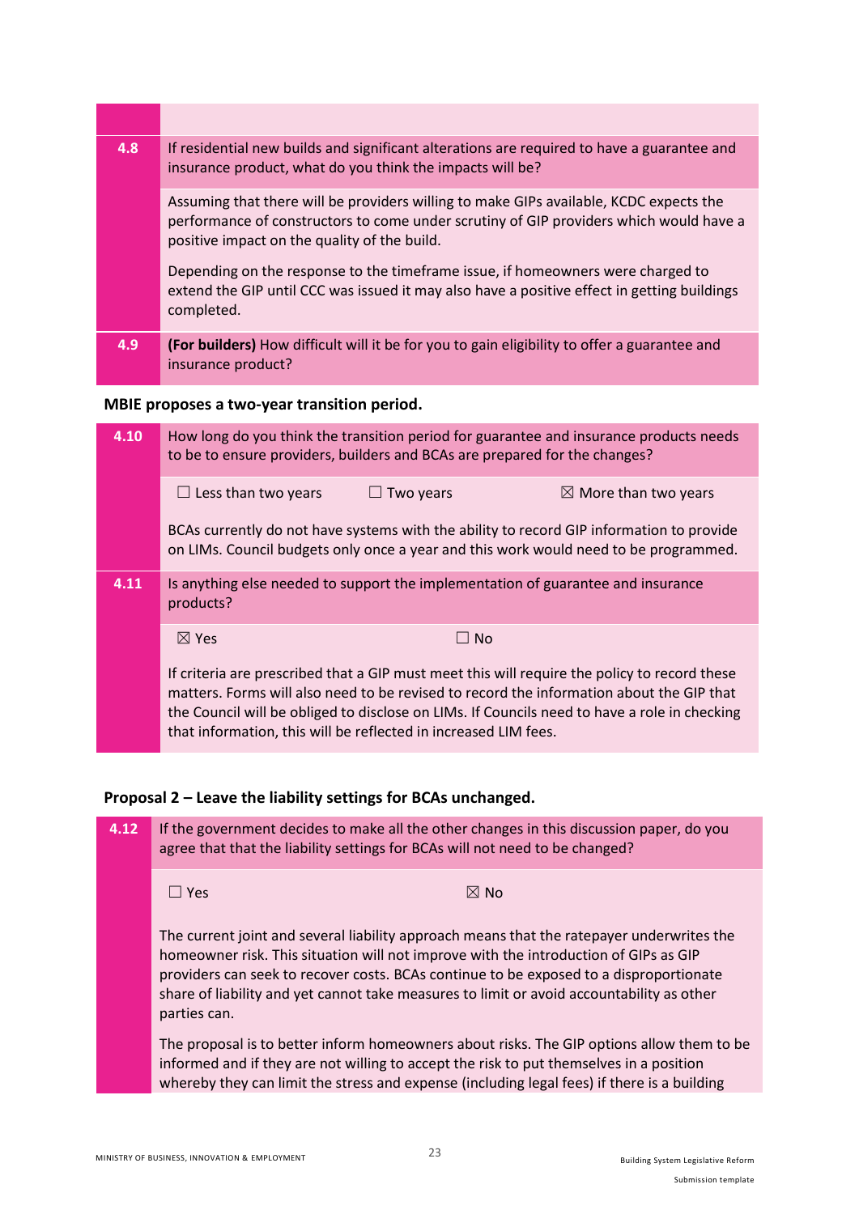| | |
|---|---|
| **4.8** | If residential new builds and significant alterations are required to have a guarantee and insurance product, what do you think the impacts will be? |
| | Assuming that there will be providers willing to make GIPs available, KCDC expects the performance of constructors to come under scrutiny of GIP providers which would have a positive impact on the quality of the build.<br><br>Depending on the response to the timeframe issue, if homeowners were charged to extend the GIP until CCC was issued it may also have a positive effect in getting buildings completed. |
| **4.9** | **(For builders)** How difficult will it be for you to gain eligibility to offer a guarantee and insurance product? |

**MBIE proposes a two-year transition period.**

| | |
|---|---|
| **4.10** | How long do you think the transition period for guarantee and insurance products needs to be to ensure providers, builders and BCAs are prepared for the changes? |
| | ☐ Less than two years ☐ Two years ☒ More than two years<br><br>BCAs currently do not have systems with the ability to record GIP information to provide on LIMs. Council budgets only once a year and this work would need to be programmed. |
| **4.11** | Is anything else needed to support the implementation of guarantee and insurance products? |
| | ☒ Yes ☐ No<br><br>If criteria are prescribed that a GIP must meet this will require the policy to record these matters. Forms will also need to be revised to record the information about the GIP that the Council will be obliged to disclose on LIMs. If Councils need to have a role in checking that information, this will be reflected in increased LIM fees. |

**Proposal 2 – Leave the liability settings for BCAs unchanged.**

| | |
|---|---|
| **4.12** | If the government decides to make all the other changes in this discussion paper, do you agree that that the liability settings for BCAs will not need to be changed? |
| | ☐ Yes ☒ No<br><br>The current joint and several liability approach means that the ratepayer underwrites the homeowner risk. This situation will not improve with the introduction of GIPs as GIP providers can seek to recover costs. BCAs continue to be exposed to a disproportionate share of liability and yet cannot take measures to limit or avoid accountability as other parties can.<br><br>The proposal is to better inform homeowners about risks. The GIP options allow them to be informed and if they are not willing to accept the risk to put themselves in a position whereby they can limit the stress and expense (including legal fees) if there is a building |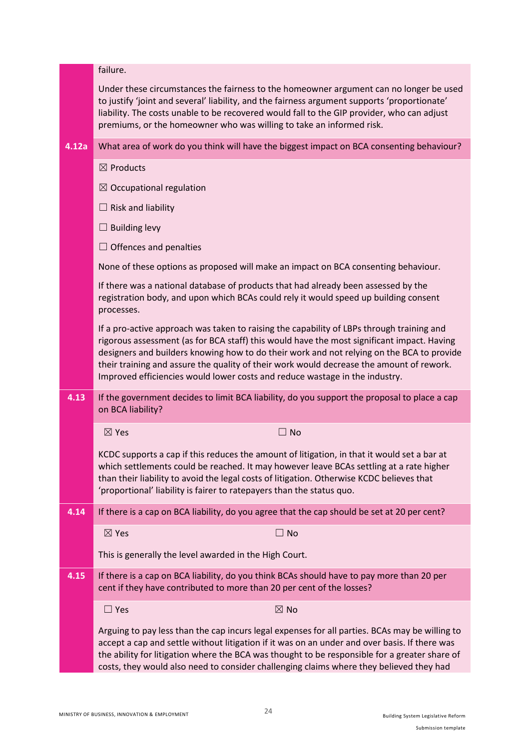failure.

Under these circumstances the fairness to the homeowner argument can no longer be used to justify 'joint and several' liability, and the fairness argument supports 'proportionate' liability. The costs unable to be recovered would fall to the GIP provider, who can adjust premiums, or the homeowner who was willing to take an informed risk.

**4.12a** What area of work do you think will have the biggest impact on BCA consenting behaviour?

☒ Products

☒ Occupational regulation

☐ Risk and liability

☐ Building levy

☐ Offences and penalties

None of these options as proposed will make an impact on BCA consenting behaviour.

If there was a national database of products that had already been assessed by the registration body, and upon which BCAs could rely it would speed up building consent processes.

If a pro-active approach was taken to raising the capability of LBPs through training and rigorous assessment (as for BCA staff) this would have the most significant impact. Having designers and builders knowing how to do their work and not relying on the BCA to provide their training and assure the quality of their work would decrease the amount of rework. Improved efficiencies would lower costs and reduce wastage in the industry.

**4.13** If the government decides to limit BCA liability, do you support the proposal to place a cap on BCA liability?

☒ Yes ☐ No

KCDC supports a cap if this reduces the amount of litigation, in that it would set a bar at which settlements could be reached. It may however leave BCAs settling at a rate higher than their liability to avoid the legal costs of litigation. Otherwise KCDC believes that 'proportional' liability is fairer to ratepayers than the status quo.

**4.14** If there is a cap on BCA liability, do you agree that the cap should be set at 20 per cent?

☒ Yes ☐ No

This is generally the level awarded in the High Court.

**4.15** If there is a cap on BCA liability, do you think BCAs should have to pay more than 20 per cent if they have contributed to more than 20 per cent of the losses?

☐ Yes ☒ No

Arguing to pay less than the cap incurs legal expenses for all parties. BCAs may be willing to accept a cap and settle without litigation if it was on an under and over basis. If there was the ability for litigation where the BCA was thought to be responsible for a greater share of costs, they would also need to consider challenging claims where they believed they had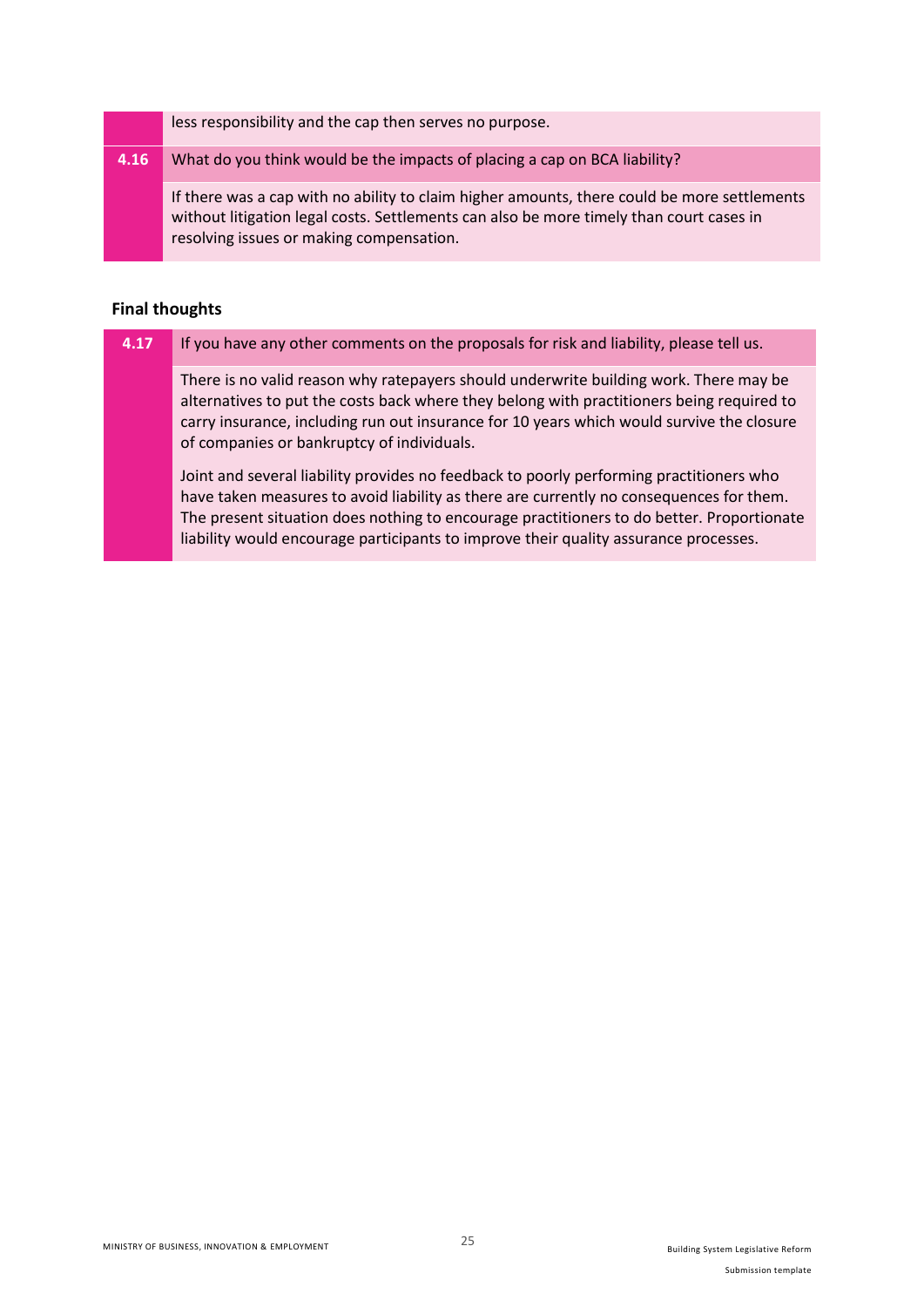| | |
|---|---|
| | less responsibility and the cap then serves no purpose. |
| **4.16** | What do you think would be the impacts of placing a cap on BCA liability? |
| | If there was a cap with no ability to claim higher amounts, there could be more settlements without litigation legal costs. Settlements can also be more timely than court cases in resolving issues or making compensation. |

**Final thoughts**

| | |
|---|---|
| **4.17** | If you have any other comments on the proposals for risk and liability, please tell us. |
| | There is no valid reason why ratepayers should underwrite building work. There may be alternatives to put the costs back where they belong with practitioners being required to carry insurance, including run out insurance for 10 years which would survive the closure of companies or bankruptcy of individuals.<br><br>Joint and several liability provides no feedback to poorly performing practitioners who have taken measures to avoid liability as there are currently no consequences for them. The present situation does nothing to encourage practitioners to do better. Proportionate liability would encourage participants to improve their quality assurance processes. |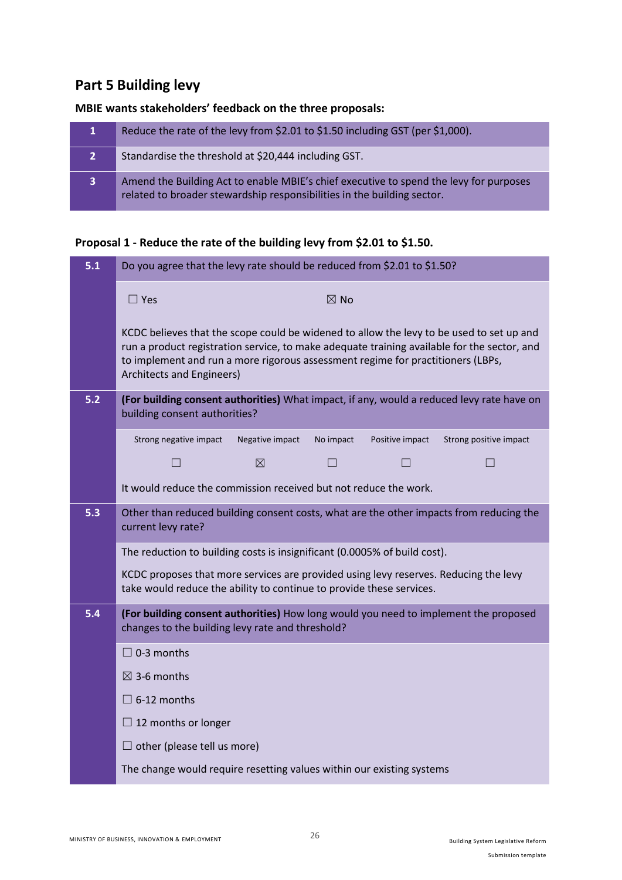## Part 5 Building levy

**MBIE wants stakeholders' feedback on the three proposals:**

| | |
|---|---|
| **1** | Reduce the rate of the levy from $2.01 to $1.50 including GST (per $1,000). |
| **2** | Standardise the threshold at $20,444 including GST. |
| **3** | Amend the Building Act to enable MBIE's chief executive to spend the levy for purposes related to broader stewardship responsibilities in the building sector. |

**Proposal 1 - Reduce the rate of the building levy from $2.01 to $1.50.**

| | |
|---|---|
| **5.1** | Do you agree that the levy rate should be reduced from $2.01 to $1.50? |
| | ☐ Yes ☒ No<br><br>KCDC believes that the scope could be widened to allow the levy to be used to set up and run a product registration service, to make adequate training available for the sector, and to implement and run a more rigorous assessment regime for practitioners (LBPs, Architects and Engineers) |
| **5.2** | **(For building consent authorities)** What impact, if any, would a reduced levy rate have on building consent authorities? |
| | Strong negative impact ☐ · Negative impact ☒ · No impact ☐ · Positive impact ☐ · Strong positive impact ☐<br><br>It would reduce the commission received but not reduce the work. |
| **5.3** | Other than reduced building consent costs, what are the other impacts from reducing the current levy rate? |
| | The reduction to building costs is insignificant (0.0005% of build cost).<br><br>KCDC proposes that more services are provided using levy reserves. Reducing the levy take would reduce the ability to continue to provide these services. |
| **5.4** | **(For building consent authorities)** How long would you need to implement the proposed changes to the building levy rate and threshold? |
| | ☐ 0-3 months<br>☒ 3-6 months<br>☐ 6-12 months<br>☐ 12 months or longer<br>☐ other (please tell us more)<br><br>The change would require resetting values within our existing systems |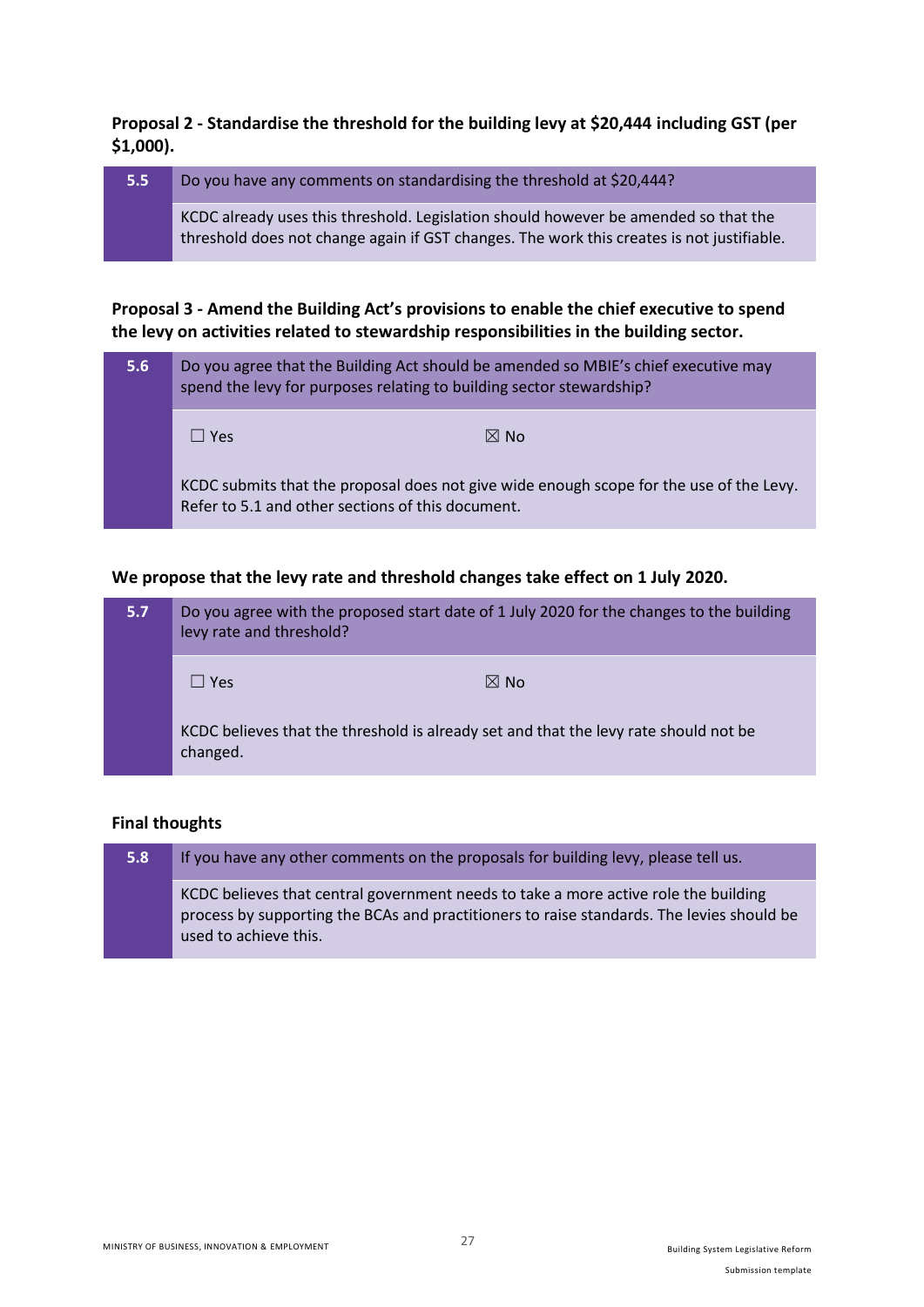**Proposal 2 - Standardise the threshold for the building levy at $20,444 including GST (per $1,000).**

| 5.5 | Do you have any comments on standardising the threshold at $20,444? |
|---|---|
| | KCDC already uses this threshold. Legislation should however be amended so that the threshold does not change again if GST changes. The work this creates is not justifiable. |

**Proposal 3 - Amend the Building Act's provisions to enable the chief executive to spend the levy on activities related to stewardship responsibilities in the building sector.**

| 5.6 | Do you agree that the Building Act should be amended so MBIE's chief executive may spend the levy for purposes relating to building sector stewardship? |
|---|---|
| | ☐ Yes ☒ No |
| | KCDC submits that the proposal does not give wide enough scope for the use of the Levy. Refer to 5.1 and other sections of this document. |

**We propose that the levy rate and threshold changes take effect on 1 July 2020.**

| 5.7 | Do you agree with the proposed start date of 1 July 2020 for the changes to the building levy rate and threshold? |
|---|---|
| | ☐ Yes ☒ No |
| | KCDC believes that the threshold is already set and that the levy rate should not be changed. |

**Final thoughts**

| 5.8 | If you have any other comments on the proposals for building levy, please tell us. |
|---|---|
| | KCDC believes that central government needs to take a more active role the building process by supporting the BCAs and practitioners to raise standards. The levies should be used to achieve this. |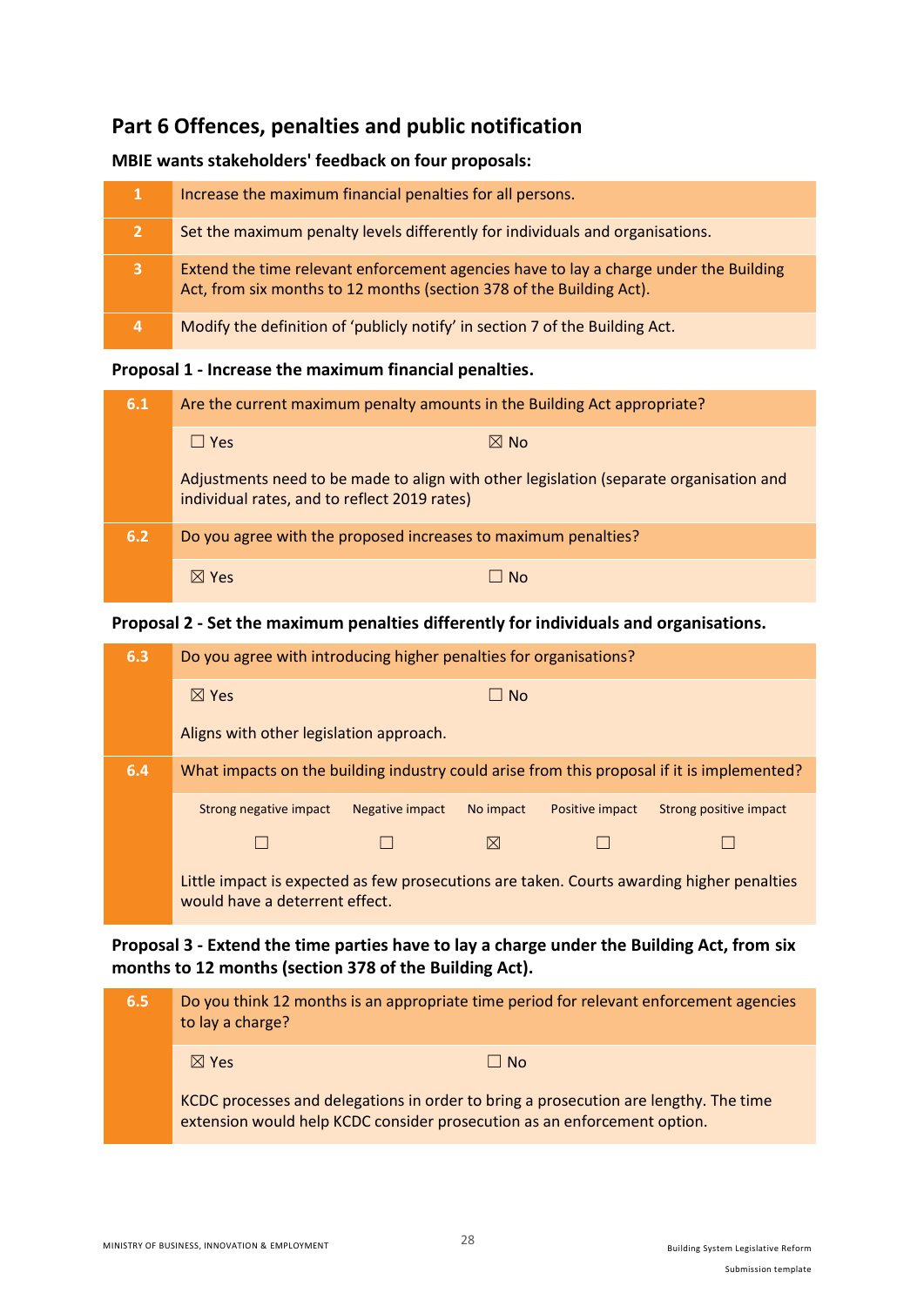## Part 6 Offences, penalties and public notification

**MBIE wants stakeholders' feedback on four proposals:**

| | |
|---|---|
| 1 | Increase the maximum financial penalties for all persons. |
| 2 | Set the maximum penalty levels differently for individuals and organisations. |
| 3 | Extend the time relevant enforcement agencies have to lay a charge under the Building Act, from six months to 12 months (section 378 of the Building Act). |
| 4 | Modify the definition of 'publicly notify' in section 7 of the Building Act. |

**Proposal 1 - Increase the maximum financial penalties.**

| | | |
|---|---|---|
| 6.1 | Are the current maximum penalty amounts in the Building Act appropriate? | |
| | ☐ Yes | ☒ No |
| | Adjustments need to be made to align with other legislation (separate organisation and individual rates, and to reflect 2019 rates) | |
| 6.2 | Do you agree with the proposed increases to maximum penalties? | |
| | ☒ Yes | ☐ No |

**Proposal 2 - Set the maximum penalties differently for individuals and organisations.**

| | | |
|---|---|---|
| 6.3 | Do you agree with introducing higher penalties for organisations? | |
| | ☒ Yes | ☐ No |
| | Aligns with other legislation approach. | |

| | | | | | |
|---|---|---|---|---|---|
| 6.4 | What impacts on the building industry could arise from this proposal if it is implemented? | | | | |
| | Strong negative impact | Negative impact | No impact | Positive impact | Strong positive impact |
| | ☐ | ☐ | ☒ | ☐ | ☐ |
| | Little impact is expected as few prosecutions are taken. Courts awarding higher penalties would have a deterrent effect. | | | | |

**Proposal 3 - Extend the time parties have to lay a charge under the Building Act, from six months to 12 months (section 378 of the Building Act).**

| | | |
|---|---|---|
| 6.5 | Do you think 12 months is an appropriate time period for relevant enforcement agencies to lay a charge? | |
| | ☒ Yes | ☐ No |
| | KCDC processes and delegations in order to bring a prosecution are lengthy. The time extension would help KCDC consider prosecution as an enforcement option. | |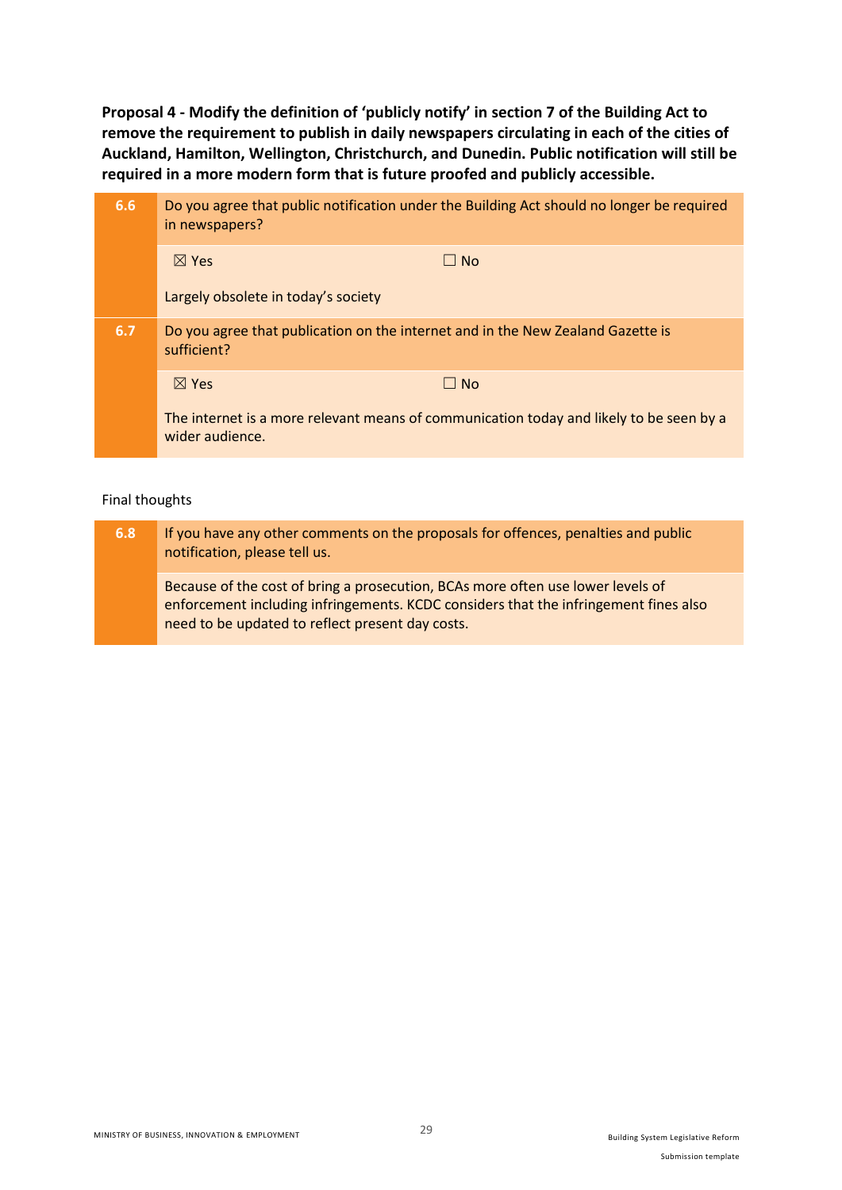**Proposal 4 - Modify the definition of 'publicly notify' in section 7 of the Building Act to remove the requirement to publish in daily newspapers circulating in each of the cities of Auckland, Hamilton, Wellington, Christchurch, and Dunedin. Public notification will still be required in a more modern form that is future proofed and publicly accessible.**

| | | |
|---|---|---|
| **6.6** | Do you agree that public notification under the Building Act should no longer be required in newspapers? | |
| | ☒ Yes | ☐ No |
| | Largely obsolete in today's society | |
| **6.7** | Do you agree that publication on the internet and in the New Zealand Gazette is sufficient? | |
| | ☒ Yes | ☐ No |
| | The internet is a more relevant means of communication today and likely to be seen by a wider audience. | |

Final thoughts

| | |
|---|---|
| **6.8** | If you have any other comments on the proposals for offences, penalties and public notification, please tell us. |
| | Because of the cost of bring a prosecution, BCAs more often use lower levels of enforcement including infringements. KCDC considers that the infringement fines also need to be updated to reflect present day costs. |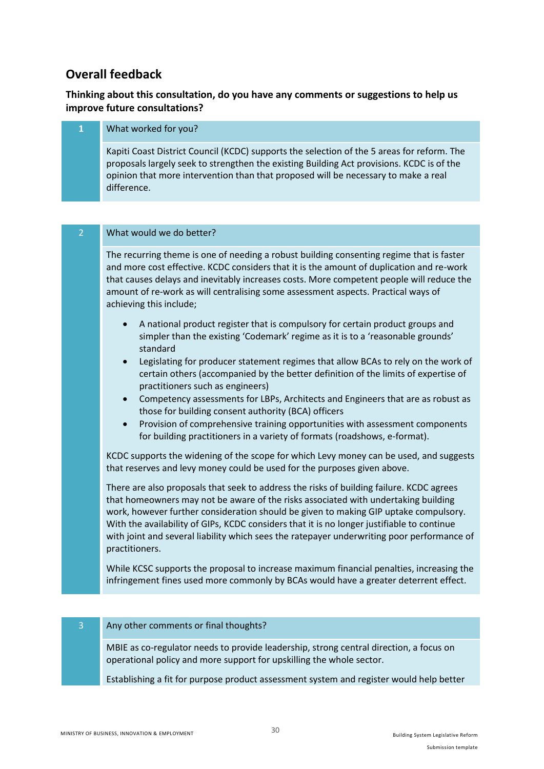## Overall feedback

**Thinking about this consultation, do you have any comments or suggestions to help us improve future consultations?**

| | |
|---|---|
| **1** | What worked for you? |
| | Kapiti Coast District Council (KCDC) supports the selection of the 5 areas for reform. The proposals largely seek to strengthen the existing Building Act provisions. KCDC is of the opinion that more intervention than that proposed will be necessary to make a real difference. |

| | |
|---|---|
| 2 | What would we do better? |
| | The recurring theme is one of needing a robust building consenting regime that is faster and more cost effective. KCDC considers that it is the amount of duplication and re-work that causes delays and inevitably increases costs. More competent people will reduce the amount of re-work as will centralising some assessment aspects. Practical ways of achieving this include;<br><br>• A national product register that is compulsory for certain product groups and simpler than the existing 'Codemark' regime as it is to a 'reasonable grounds' standard<br>• Legislating for producer statement regimes that allow BCAs to rely on the work of certain others (accompanied by the better definition of the limits of expertise of practitioners such as engineers)<br>• Competency assessments for LBPs, Architects and Engineers that are as robust as those for building consent authority (BCA) officers<br>• Provision of comprehensive training opportunities with assessment components for building practitioners in a variety of formats (roadshows, e-format).<br><br>KCDC supports the widening of the scope for which Levy money can be used, and suggests that reserves and levy money could be used for the purposes given above.<br><br>There are also proposals that seek to address the risks of building failure. KCDC agrees that homeowners may not be aware of the risks associated with undertaking building work, however further consideration should be given to making GIP uptake compulsory. With the availability of GIPs, KCDC considers that it is no longer justifiable to continue with joint and several liability which sees the ratepayer underwriting poor performance of practitioners.<br><br>While KCSC supports the proposal to increase maximum financial penalties, increasing the infringement fines used more commonly by BCAs would have a greater deterrent effect. |

| | |
|---|---|
| 3 | Any other comments or final thoughts? |
| | MBIE as co-regulator needs to provide leadership, strong central direction, a focus on operational policy and more support for upskilling the whole sector.<br><br>Establishing a fit for purpose product assessment system and register would help better |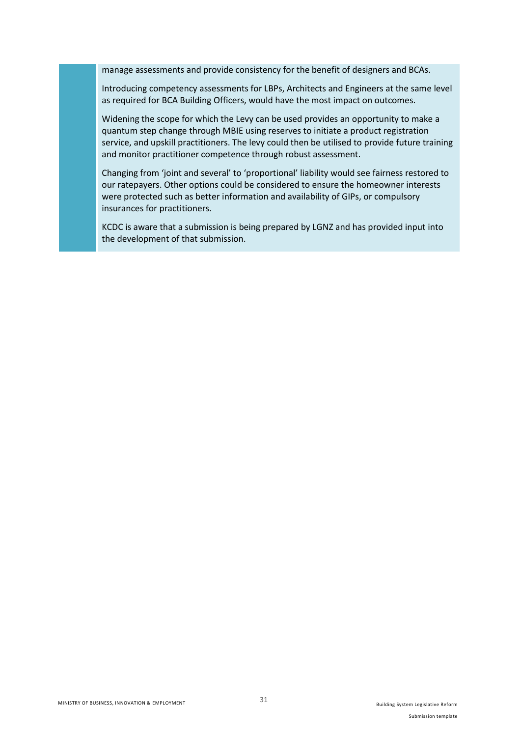manage assessments and provide consistency for the benefit of designers and BCAs.

Introducing competency assessments for LBPs, Architects and Engineers at the same level as required for BCA Building Officers, would have the most impact on outcomes.

Widening the scope for which the Levy can be used provides an opportunity to make a quantum step change through MBIE using reserves to initiate a product registration service, and upskill practitioners. The levy could then be utilised to provide future training and monitor practitioner competence through robust assessment.

Changing from 'joint and several' to 'proportional' liability would see fairness restored to our ratepayers. Other options could be considered to ensure the homeowner interests were protected such as better information and availability of GIPs, or compulsory insurances for practitioners.

KCDC is aware that a submission is being prepared by LGNZ and has provided input into the development of that submission.